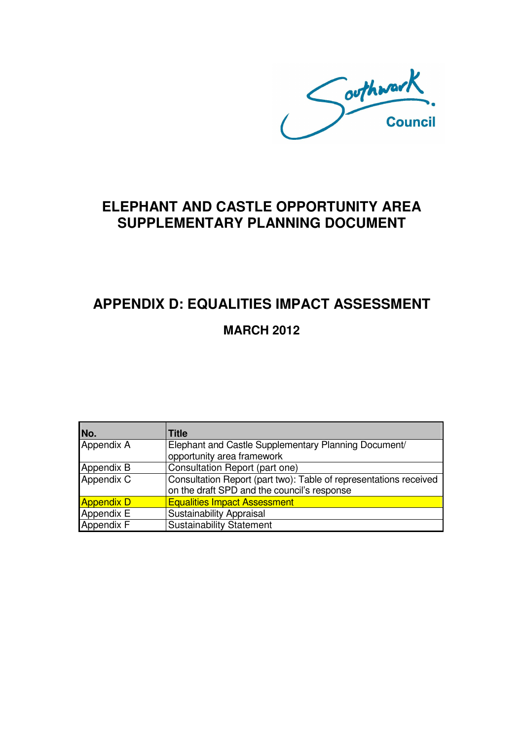Southwark Council

# ELEPHANT AND CASTLE OPPORTUNITY AREA SUPPLEMENTARY PLANNING DOCUMENT

## APPENDIX D: EQUALITIES IMPACT ASSESSMENT

### MARCH 2012

| No. | Title |
|---|---|
| Appendix A | Elephant and Castle Supplementary Planning Document/ opportunity area framework |
| Appendix B | Consultation Report (part one) |
| Appendix C | Consultation Report (part two): Table of representations received on the draft SPD and the council's response |
| Appendix D | Equalities Impact Assessment |
| Appendix E | Sustainability Appraisal |
| Appendix F | Sustainability Statement |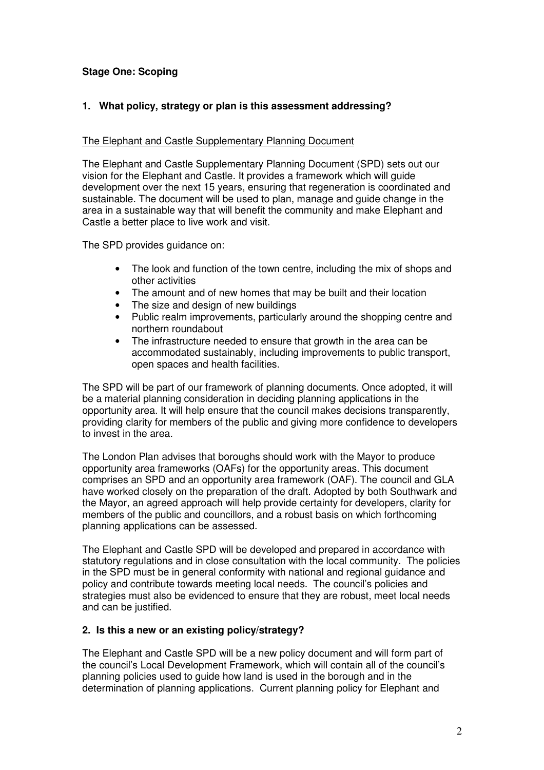**Stage One: Scoping**

**1. What policy, strategy or plan is this assessment addressing?**

The Elephant and Castle Supplementary Planning Document

The Elephant and Castle Supplementary Planning Document (SPD) sets out our vision for the Elephant and Castle. It provides a framework which will guide development over the next 15 years, ensuring that regeneration is coordinated and sustainable. The document will be used to plan, manage and guide change in the area in a sustainable way that will benefit the community and make Elephant and Castle a better place to live work and visit.

The SPD provides guidance on:

- The look and function of the town centre, including the mix of shops and other activities
- The amount and of new homes that may be built and their location
- The size and design of new buildings
- Public realm improvements, particularly around the shopping centre and northern roundabout
- The infrastructure needed to ensure that growth in the area can be accommodated sustainably, including improvements to public transport, open spaces and health facilities.

The SPD will be part of our framework of planning documents. Once adopted, it will be a material planning consideration in deciding planning applications in the opportunity area. It will help ensure that the council makes decisions transparently, providing clarity for members of the public and giving more confidence to developers to invest in the area.

The London Plan advises that boroughs should work with the Mayor to produce opportunity area frameworks (OAFs) for the opportunity areas. This document comprises an SPD and an opportunity area framework (OAF). The council and GLA have worked closely on the preparation of the draft. Adopted by both Southwark and the Mayor, an agreed approach will help provide certainty for developers, clarity for members of the public and councillors, and a robust basis on which forthcoming planning applications can be assessed.

The Elephant and Castle SPD will be developed and prepared in accordance with statutory regulations and in close consultation with the local community. The policies in the SPD must be in general conformity with national and regional guidance and policy and contribute towards meeting local needs. The council's policies and strategies must also be evidenced to ensure that they are robust, meet local needs and can be justified.

**2. Is this a new or an existing policy/strategy?**

The Elephant and Castle SPD will be a new policy document and will form part of the council's Local Development Framework, which will contain all of the council's planning policies used to guide how land is used in the borough and in the determination of planning applications. Current planning policy for Elephant and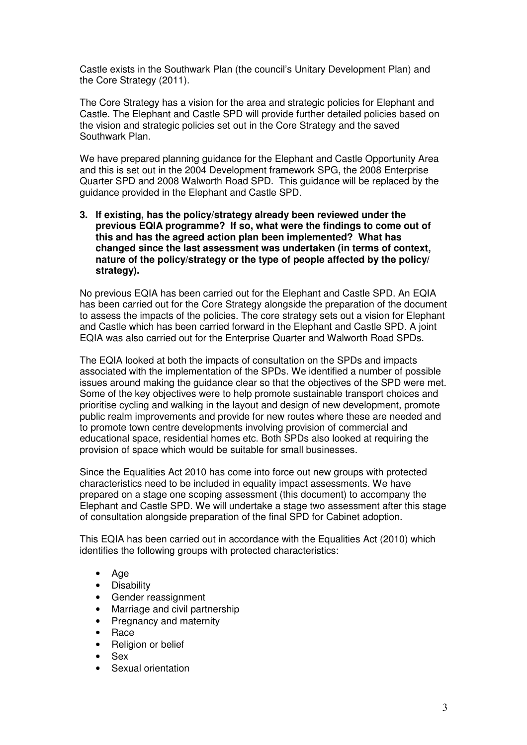Castle exists in the Southwark Plan (the council's Unitary Development Plan) and the Core Strategy (2011).

The Core Strategy has a vision for the area and strategic policies for Elephant and Castle. The Elephant and Castle SPD will provide further detailed policies based on the vision and strategic policies set out in the Core Strategy and the saved Southwark Plan.

We have prepared planning guidance for the Elephant and Castle Opportunity Area and this is set out in the 2004 Development framework SPG, the 2008 Enterprise Quarter SPD and 2008 Walworth Road SPD. This guidance will be replaced by the guidance provided in the Elephant and Castle SPD.

**3. If existing, has the policy/strategy already been reviewed under the previous EQIA programme? If so, what were the findings to come out of this and has the agreed action plan been implemented? What has changed since the last assessment was undertaken (in terms of context, nature of the policy/strategy or the type of people affected by the policy/ strategy).**

No previous EQIA has been carried out for the Elephant and Castle SPD. An EQIA has been carried out for the Core Strategy alongside the preparation of the document to assess the impacts of the policies. The core strategy sets out a vision for Elephant and Castle which has been carried forward in the Elephant and Castle SPD. A joint EQIA was also carried out for the Enterprise Quarter and Walworth Road SPDs.

The EQIA looked at both the impacts of consultation on the SPDs and impacts associated with the implementation of the SPDs. We identified a number of possible issues around making the guidance clear so that the objectives of the SPD were met. Some of the key objectives were to help promote sustainable transport choices and prioritise cycling and walking in the layout and design of new development, promote public realm improvements and provide for new routes where these are needed and to promote town centre developments involving provision of commercial and educational space, residential homes etc. Both SPDs also looked at requiring the provision of space which would be suitable for small businesses.

Since the Equalities Act 2010 has come into force out new groups with protected characteristics need to be included in equality impact assessments. We have prepared on a stage one scoping assessment (this document) to accompany the Elephant and Castle SPD. We will undertake a stage two assessment after this stage of consultation alongside preparation of the final SPD for Cabinet adoption.

This EQIA has been carried out in accordance with the Equalities Act (2010) which identifies the following groups with protected characteristics:

- Age
- Disability
- Gender reassignment
- Marriage and civil partnership
- Pregnancy and maternity
- Race
- Religion or belief
- Sex
- Sexual orientation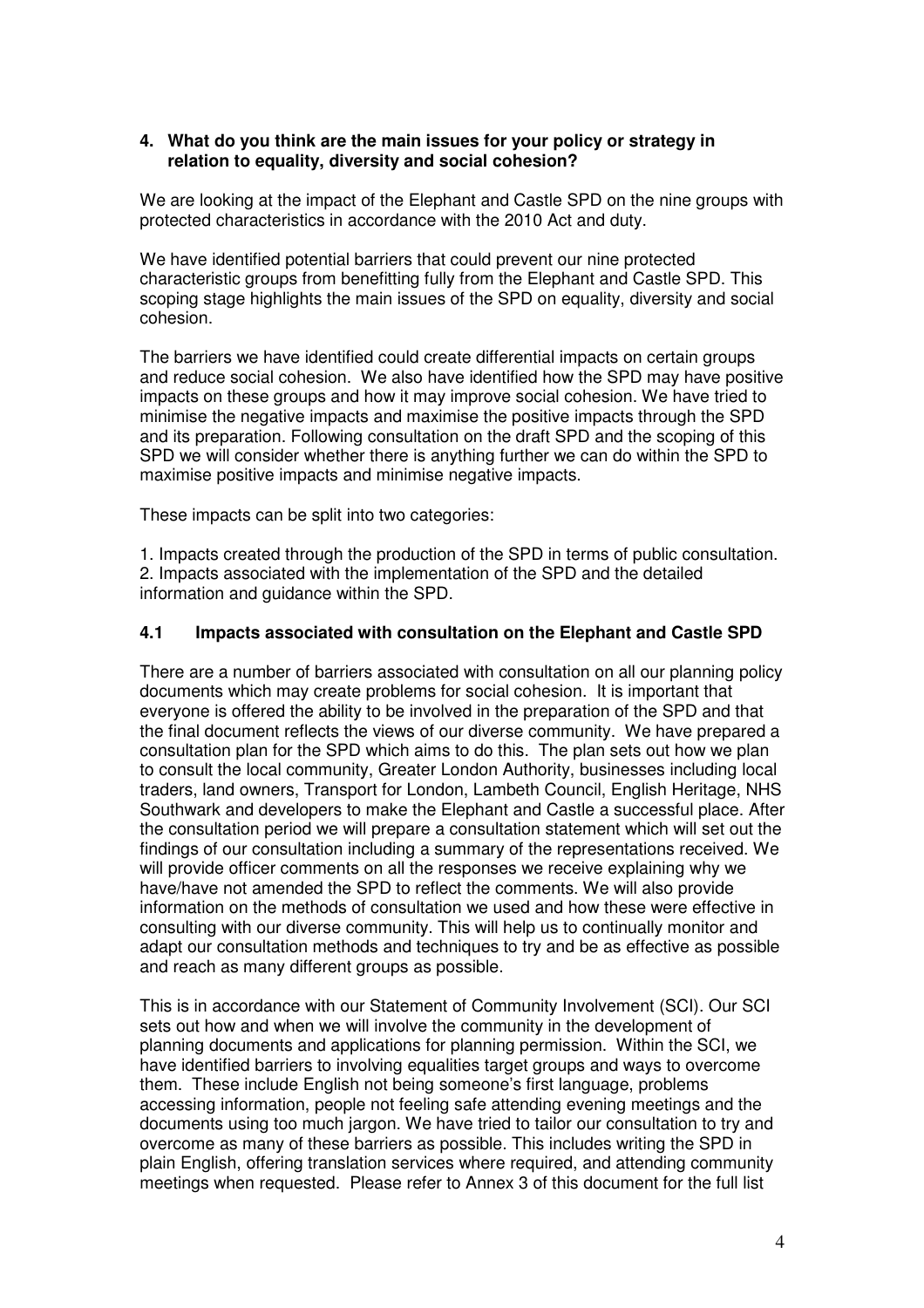**4. What do you think are the main issues for your policy or strategy in relation to equality, diversity and social cohesion?**

We are looking at the impact of the Elephant and Castle SPD on the nine groups with protected characteristics in accordance with the 2010 Act and duty.

We have identified potential barriers that could prevent our nine protected characteristic groups from benefitting fully from the Elephant and Castle SPD. This scoping stage highlights the main issues of the SPD on equality, diversity and social cohesion.

The barriers we have identified could create differential impacts on certain groups and reduce social cohesion. We also have identified how the SPD may have positive impacts on these groups and how it may improve social cohesion. We have tried to minimise the negative impacts and maximise the positive impacts through the SPD and its preparation. Following consultation on the draft SPD and the scoping of this SPD we will consider whether there is anything further we can do within the SPD to maximise positive impacts and minimise negative impacts.

These impacts can be split into two categories:

1. Impacts created through the production of the SPD in terms of public consultation.
2. Impacts associated with the implementation of the SPD and the detailed information and guidance within the SPD.

**4.1 Impacts associated with consultation on the Elephant and Castle SPD**

There are a number of barriers associated with consultation on all our planning policy documents which may create problems for social cohesion. It is important that everyone is offered the ability to be involved in the preparation of the SPD and that the final document reflects the views of our diverse community. We have prepared a consultation plan for the SPD which aims to do this. The plan sets out how we plan to consult the local community, Greater London Authority, businesses including local traders, land owners, Transport for London, Lambeth Council, English Heritage, NHS Southwark and developers to make the Elephant and Castle a successful place. After the consultation period we will prepare a consultation statement which will set out the findings of our consultation including a summary of the representations received. We will provide officer comments on all the responses we receive explaining why we have/have not amended the SPD to reflect the comments. We will also provide information on the methods of consultation we used and how these were effective in consulting with our diverse community. This will help us to continually monitor and adapt our consultation methods and techniques to try and be as effective as possible and reach as many different groups as possible.

This is in accordance with our Statement of Community Involvement (SCI). Our SCI sets out how and when we will involve the community in the development of planning documents and applications for planning permission. Within the SCI, we have identified barriers to involving equalities target groups and ways to overcome them. These include English not being someone's first language, problems accessing information, people not feeling safe attending evening meetings and the documents using too much jargon. We have tried to tailor our consultation to try and overcome as many of these barriers as possible. This includes writing the SPD in plain English, offering translation services where required, and attending community meetings when requested. Please refer to Annex 3 of this document for the full list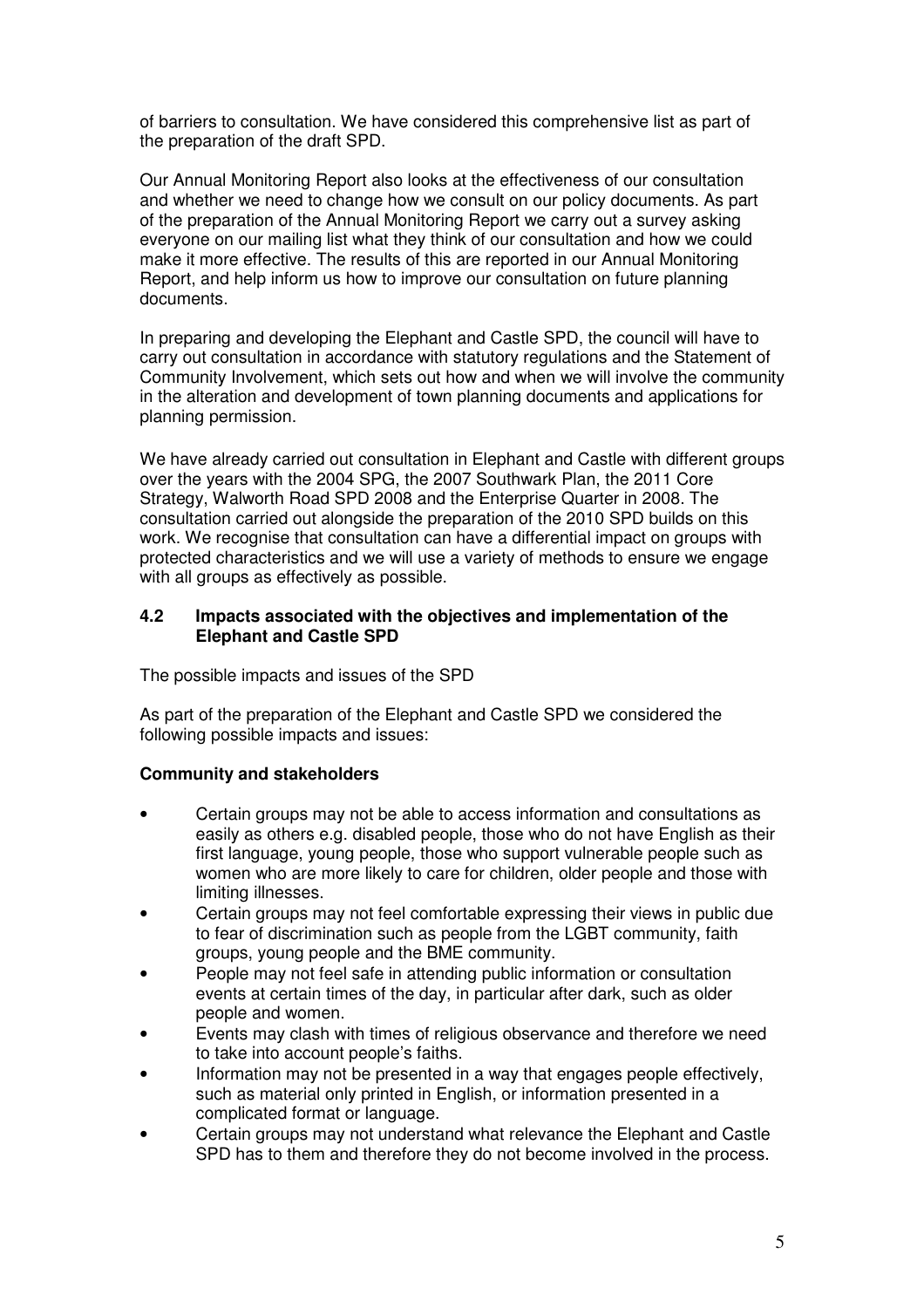of barriers to consultation. We have considered this comprehensive list as part of the preparation of the draft SPD.

Our Annual Monitoring Report also looks at the effectiveness of our consultation and whether we need to change how we consult on our policy documents. As part of the preparation of the Annual Monitoring Report we carry out a survey asking everyone on our mailing list what they think of our consultation and how we could make it more effective. The results of this are reported in our Annual Monitoring Report, and help inform us how to improve our consultation on future planning documents.

In preparing and developing the Elephant and Castle SPD, the council will have to carry out consultation in accordance with statutory regulations and the Statement of Community Involvement, which sets out how and when we will involve the community in the alteration and development of town planning documents and applications for planning permission.

We have already carried out consultation in Elephant and Castle with different groups over the years with the 2004 SPG, the 2007 Southwark Plan, the 2011 Core Strategy, Walworth Road SPD 2008 and the Enterprise Quarter in 2008. The consultation carried out alongside the preparation of the 2010 SPD builds on this work. We recognise that consultation can have a differential impact on groups with protected characteristics and we will use a variety of methods to ensure we engage with all groups as effectively as possible.

### 4.2 Impacts associated with the objectives and implementation of the Elephant and Castle SPD

The possible impacts and issues of the SPD

As part of the preparation of the Elephant and Castle SPD we considered the following possible impacts and issues:

**Community and stakeholders**

- Certain groups may not be able to access information and consultations as easily as others e.g. disabled people, those who do not have English as their first language, young people, those who support vulnerable people such as women who are more likely to care for children, older people and those with limiting illnesses.
- Certain groups may not feel comfortable expressing their views in public due to fear of discrimination such as people from the LGBT community, faith groups, young people and the BME community.
- People may not feel safe in attending public information or consultation events at certain times of the day, in particular after dark, such as older people and women.
- Events may clash with times of religious observance and therefore we need to take into account people's faiths.
- Information may not be presented in a way that engages people effectively, such as material only printed in English, or information presented in a complicated format or language.
- Certain groups may not understand what relevance the Elephant and Castle SPD has to them and therefore they do not become involved in the process.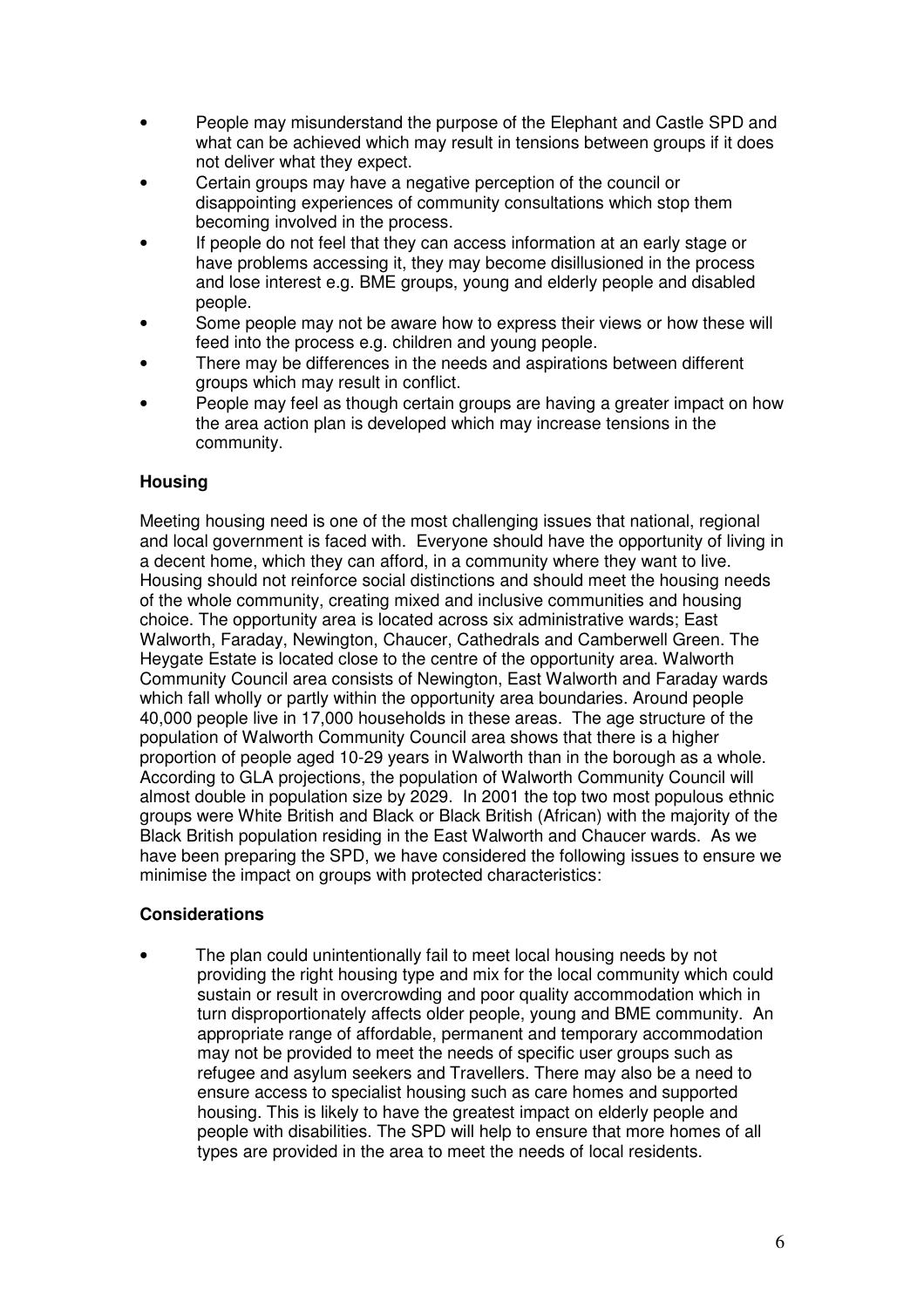- People may misunderstand the purpose of the Elephant and Castle SPD and what can be achieved which may result in tensions between groups if it does not deliver what they expect.
- Certain groups may have a negative perception of the council or disappointing experiences of community consultations which stop them becoming involved in the process.
- If people do not feel that they can access information at an early stage or have problems accessing it, they may become disillusioned in the process and lose interest e.g. BME groups, young and elderly people and disabled people.
- Some people may not be aware how to express their views or how these will feed into the process e.g. children and young people.
- There may be differences in the needs and aspirations between different groups which may result in conflict.
- People may feel as though certain groups are having a greater impact on how the area action plan is developed which may increase tensions in the community.

**Housing**

Meeting housing need is one of the most challenging issues that national, regional and local government is faced with. Everyone should have the opportunity of living in a decent home, which they can afford, in a community where they want to live. Housing should not reinforce social distinctions and should meet the housing needs of the whole community, creating mixed and inclusive communities and housing choice. The opportunity area is located across six administrative wards; East Walworth, Faraday, Newington, Chaucer, Cathedrals and Camberwell Green. The Heygate Estate is located close to the centre of the opportunity area. Walworth Community Council area consists of Newington, East Walworth and Faraday wards which fall wholly or partly within the opportunity area boundaries. Around people 40,000 people live in 17,000 households in these areas. The age structure of the population of Walworth Community Council area shows that there is a higher proportion of people aged 10-29 years in Walworth than in the borough as a whole. According to GLA projections, the population of Walworth Community Council will almost double in population size by 2029. In 2001 the top two most populous ethnic groups were White British and Black or Black British (African) with the majority of the Black British population residing in the East Walworth and Chaucer wards. As we have been preparing the SPD, we have considered the following issues to ensure we minimise the impact on groups with protected characteristics:

**Considerations**

- The plan could unintentionally fail to meet local housing needs by not providing the right housing type and mix for the local community which could sustain or result in overcrowding and poor quality accommodation which in turn disproportionately affects older people, young and BME community. An appropriate range of affordable, permanent and temporary accommodation may not be provided to meet the needs of specific user groups such as refugee and asylum seekers and Travellers. There may also be a need to ensure access to specialist housing such as care homes and supported housing. This is likely to have the greatest impact on elderly people and people with disabilities. The SPD will help to ensure that more homes of all types are provided in the area to meet the needs of local residents.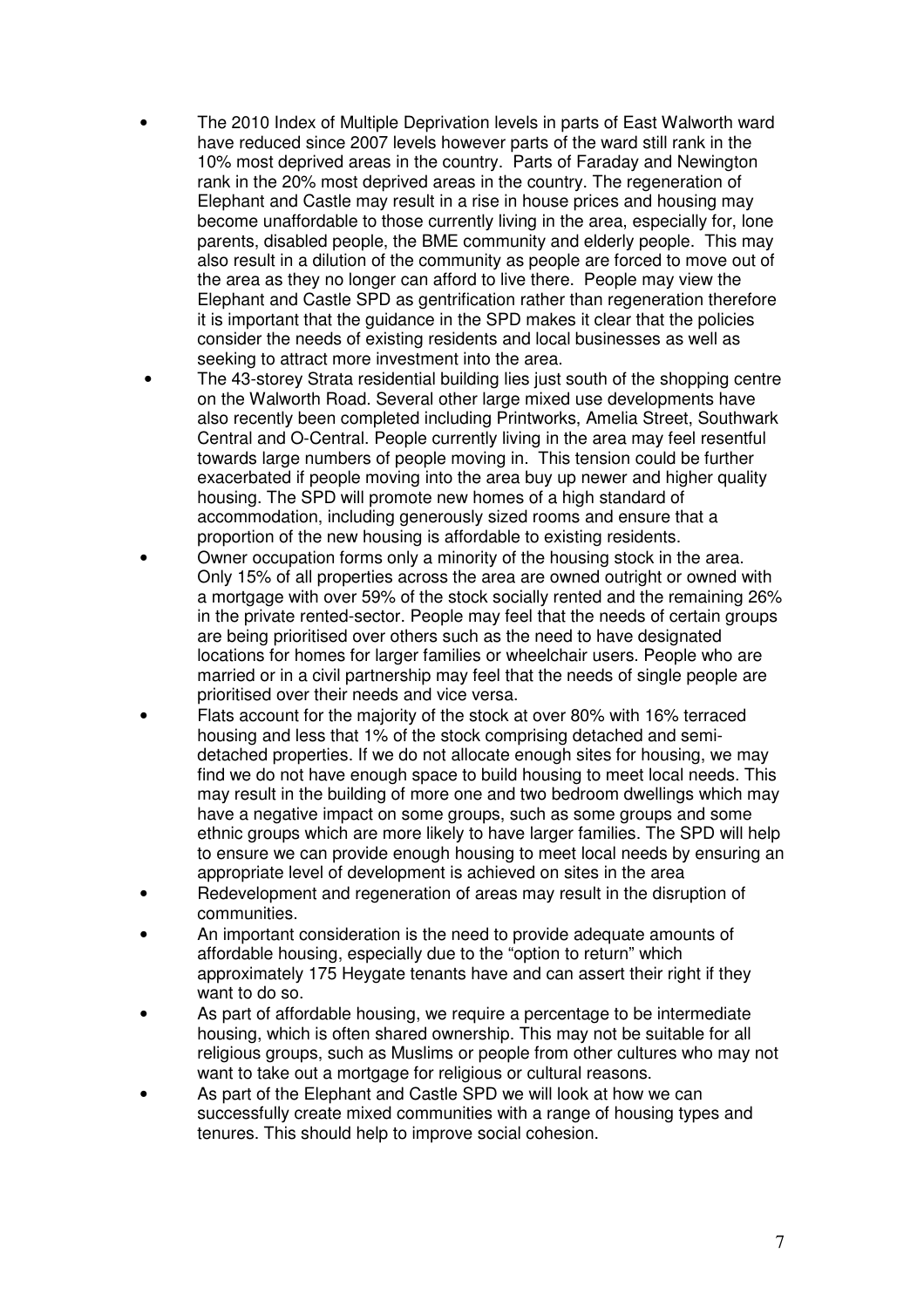- The 2010 Index of Multiple Deprivation levels in parts of East Walworth ward have reduced since 2007 levels however parts of the ward still rank in the 10% most deprived areas in the country. Parts of Faraday and Newington rank in the 20% most deprived areas in the country. The regeneration of Elephant and Castle may result in a rise in house prices and housing may become unaffordable to those currently living in the area, especially for, lone parents, disabled people, the BME community and elderly people. This may also result in a dilution of the community as people are forced to move out of the area as they no longer can afford to live there. People may view the Elephant and Castle SPD as gentrification rather than regeneration therefore it is important that the guidance in the SPD makes it clear that the policies consider the needs of existing residents and local businesses as well as seeking to attract more investment into the area.
- The 43-storey Strata residential building lies just south of the shopping centre on the Walworth Road. Several other large mixed use developments have also recently been completed including Printworks, Amelia Street, Southwark Central and O-Central. People currently living in the area may feel resentful towards large numbers of people moving in. This tension could be further exacerbated if people moving into the area buy up newer and higher quality housing. The SPD will promote new homes of a high standard of accommodation, including generously sized rooms and ensure that a proportion of the new housing is affordable to existing residents.
- Owner occupation forms only a minority of the housing stock in the area. Only 15% of all properties across the area are owned outright or owned with a mortgage with over 59% of the stock socially rented and the remaining 26% in the private rented-sector. People may feel that the needs of certain groups are being prioritised over others such as the need to have designated locations for homes for larger families or wheelchair users. People who are married or in a civil partnership may feel that the needs of single people are prioritised over their needs and vice versa.
- Flats account for the majority of the stock at over 80% with 16% terraced housing and less that 1% of the stock comprising detached and semi-detached properties. If we do not allocate enough sites for housing, we may find we do not have enough space to build housing to meet local needs. This may result in the building of more one and two bedroom dwellings which may have a negative impact on some groups, such as some groups and some ethnic groups which are more likely to have larger families. The SPD will help to ensure we can provide enough housing to meet local needs by ensuring an appropriate level of development is achieved on sites in the area
- Redevelopment and regeneration of areas may result in the disruption of communities.
- An important consideration is the need to provide adequate amounts of affordable housing, especially due to the "option to return" which approximately 175 Heygate tenants have and can assert their right if they want to do so.
- As part of affordable housing, we require a percentage to be intermediate housing, which is often shared ownership. This may not be suitable for all religious groups, such as Muslims or people from other cultures who may not want to take out a mortgage for religious or cultural reasons.
- As part of the Elephant and Castle SPD we will look at how we can successfully create mixed communities with a range of housing types and tenures. This should help to improve social cohesion.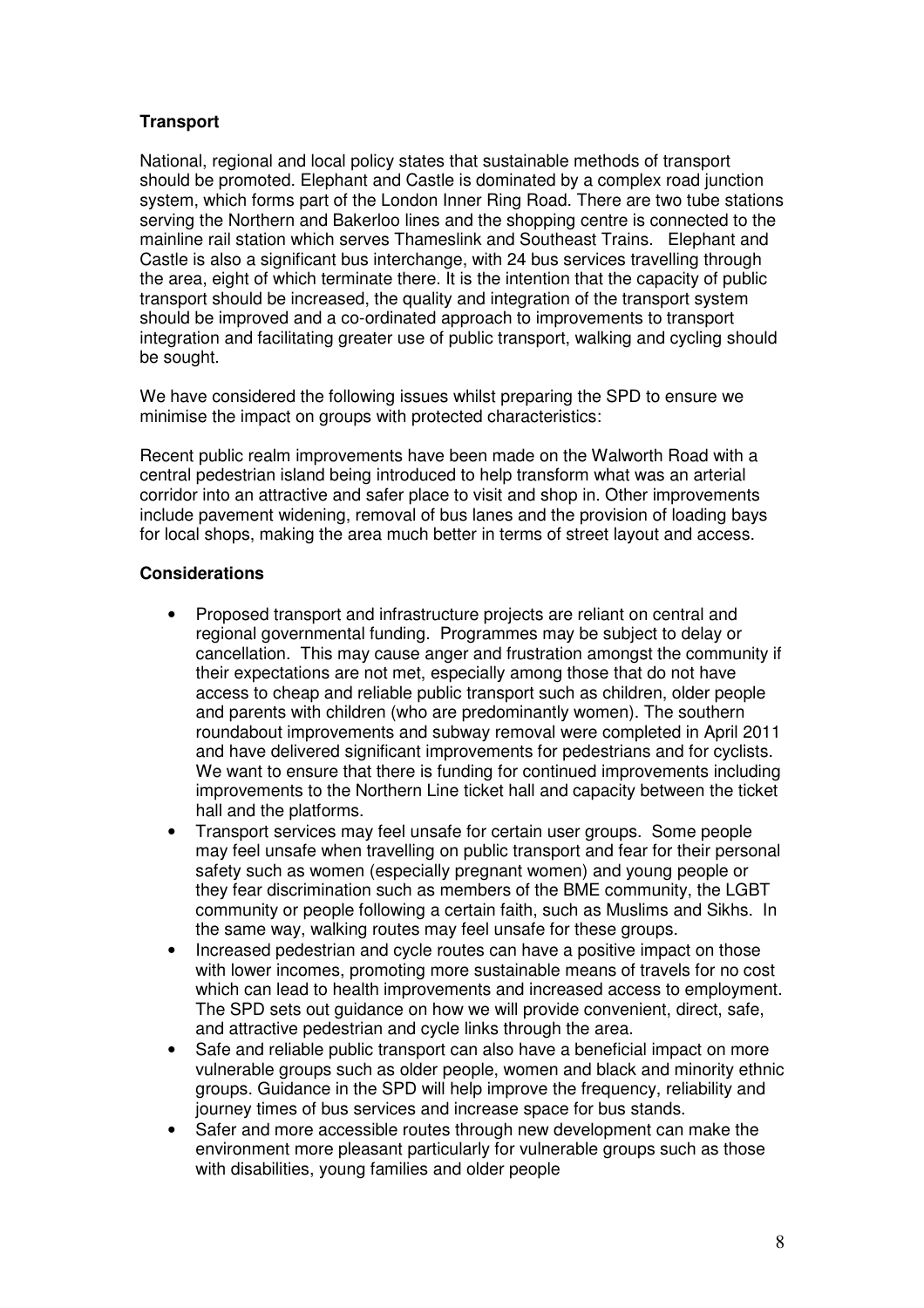**Transport**

National, regional and local policy states that sustainable methods of transport should be promoted. Elephant and Castle is dominated by a complex road junction system, which forms part of the London Inner Ring Road. There are two tube stations serving the Northern and Bakerloo lines and the shopping centre is connected to the mainline rail station which serves Thameslink and Southeast Trains. Elephant and Castle is also a significant bus interchange, with 24 bus services travelling through the area, eight of which terminate there. It is the intention that the capacity of public transport should be increased, the quality and integration of the transport system should be improved and a co-ordinated approach to improvements to transport integration and facilitating greater use of public transport, walking and cycling should be sought.

We have considered the following issues whilst preparing the SPD to ensure we minimise the impact on groups with protected characteristics:

Recent public realm improvements have been made on the Walworth Road with a central pedestrian island being introduced to help transform what was an arterial corridor into an attractive and safer place to visit and shop in. Other improvements include pavement widening, removal of bus lanes and the provision of loading bays for local shops, making the area much better in terms of street layout and access.

**Considerations**

- Proposed transport and infrastructure projects are reliant on central and regional governmental funding. Programmes may be subject to delay or cancellation. This may cause anger and frustration amongst the community if their expectations are not met, especially among those that do not have access to cheap and reliable public transport such as children, older people and parents with children (who are predominantly women). The southern roundabout improvements and subway removal were completed in April 2011 and have delivered significant improvements for pedestrians and for cyclists. We want to ensure that there is funding for continued improvements including improvements to the Northern Line ticket hall and capacity between the ticket hall and the platforms.
- Transport services may feel unsafe for certain user groups. Some people may feel unsafe when travelling on public transport and fear for their personal safety such as women (especially pregnant women) and young people or they fear discrimination such as members of the BME community, the LGBT community or people following a certain faith, such as Muslims and Sikhs. In the same way, walking routes may feel unsafe for these groups.
- Increased pedestrian and cycle routes can have a positive impact on those with lower incomes, promoting more sustainable means of travels for no cost which can lead to health improvements and increased access to employment. The SPD sets out guidance on how we will provide convenient, direct, safe, and attractive pedestrian and cycle links through the area.
- Safe and reliable public transport can also have a beneficial impact on more vulnerable groups such as older people, women and black and minority ethnic groups. Guidance in the SPD will help improve the frequency, reliability and journey times of bus services and increase space for bus stands.
- Safer and more accessible routes through new development can make the environment more pleasant particularly for vulnerable groups such as those with disabilities, young families and older people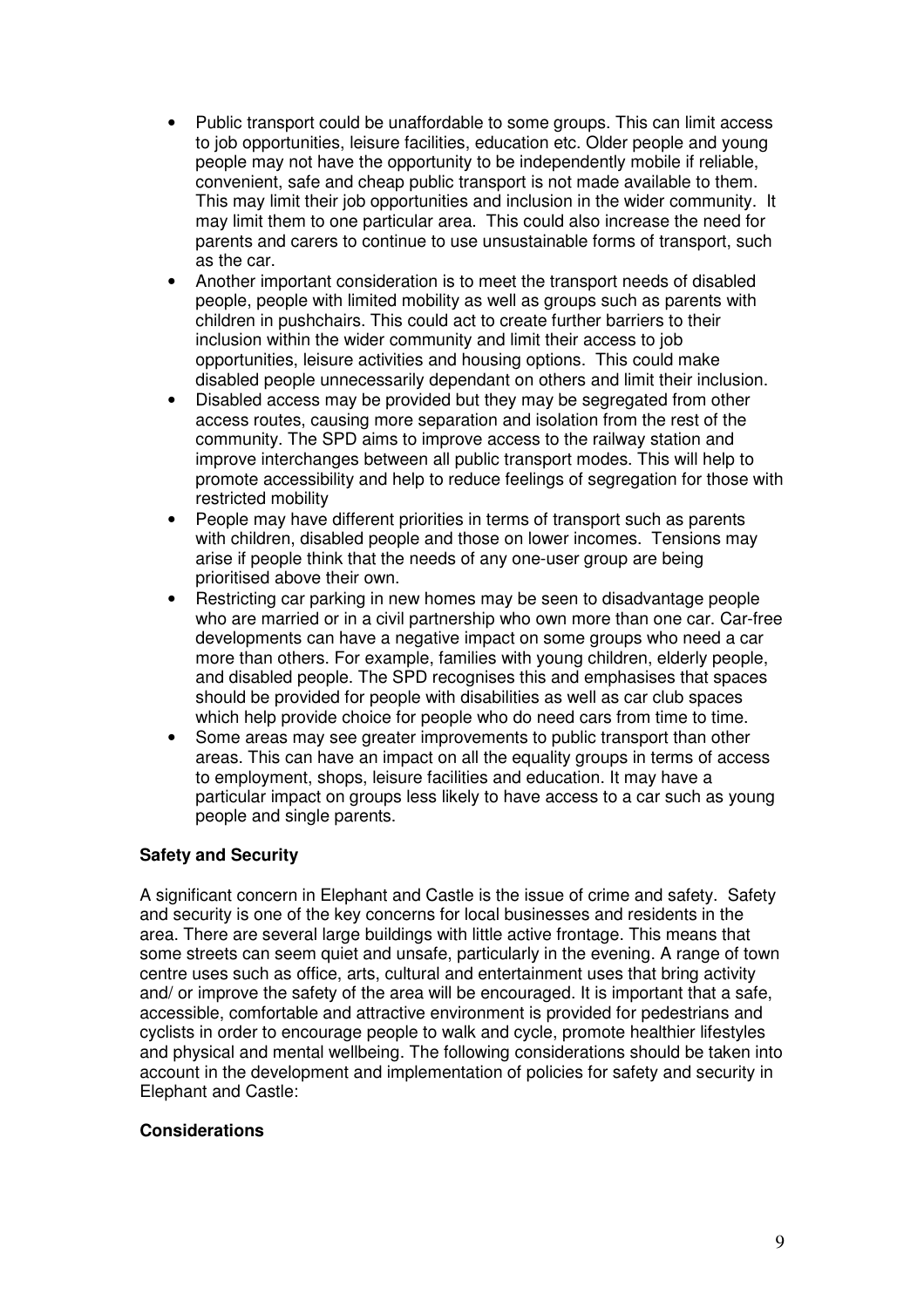- Public transport could be unaffordable to some groups. This can limit access to job opportunities, leisure facilities, education etc. Older people and young people may not have the opportunity to be independently mobile if reliable, convenient, safe and cheap public transport is not made available to them. This may limit their job opportunities and inclusion in the wider community. It may limit them to one particular area. This could also increase the need for parents and carers to continue to use unsustainable forms of transport, such as the car.
- Another important consideration is to meet the transport needs of disabled people, people with limited mobility as well as groups such as parents with children in pushchairs. This could act to create further barriers to their inclusion within the wider community and limit their access to job opportunities, leisure activities and housing options. This could make disabled people unnecessarily dependant on others and limit their inclusion.
- Disabled access may be provided but they may be segregated from other access routes, causing more separation and isolation from the rest of the community. The SPD aims to improve access to the railway station and improve interchanges between all public transport modes. This will help to promote accessibility and help to reduce feelings of segregation for those with restricted mobility
- People may have different priorities in terms of transport such as parents with children, disabled people and those on lower incomes. Tensions may arise if people think that the needs of any one-user group are being prioritised above their own.
- Restricting car parking in new homes may be seen to disadvantage people who are married or in a civil partnership who own more than one car. Car-free developments can have a negative impact on some groups who need a car more than others. For example, families with young children, elderly people, and disabled people. The SPD recognises this and emphasises that spaces should be provided for people with disabilities as well as car club spaces which help provide choice for people who do need cars from time to time.
- Some areas may see greater improvements to public transport than other areas. This can have an impact on all the equality groups in terms of access to employment, shops, leisure facilities and education. It may have a particular impact on groups less likely to have access to a car such as young people and single parents.

**Safety and Security**

A significant concern in Elephant and Castle is the issue of crime and safety. Safety and security is one of the key concerns for local businesses and residents in the area. There are several large buildings with little active frontage. This means that some streets can seem quiet and unsafe, particularly in the evening. A range of town centre uses such as office, arts, cultural and entertainment uses that bring activity and/ or improve the safety of the area will be encouraged. It is important that a safe, accessible, comfortable and attractive environment is provided for pedestrians and cyclists in order to encourage people to walk and cycle, promote healthier lifestyles and physical and mental wellbeing. The following considerations should be taken into account in the development and implementation of policies for safety and security in Elephant and Castle:

**Considerations**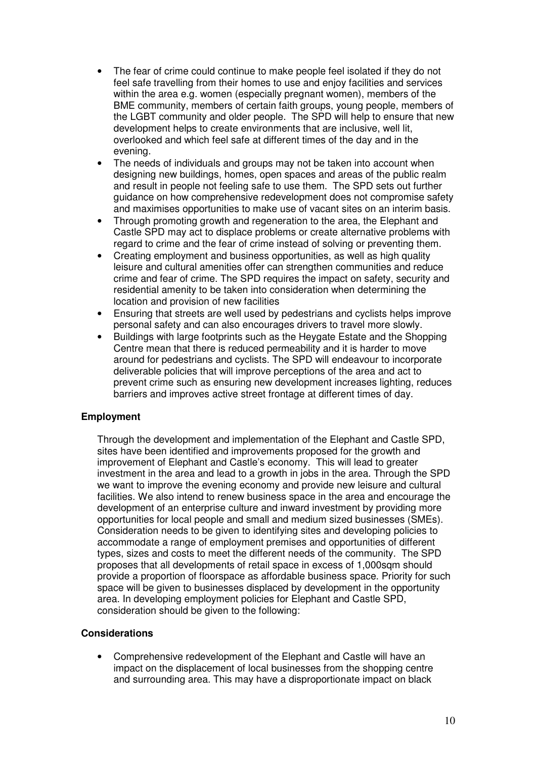- The fear of crime could continue to make people feel isolated if they do not feel safe travelling from their homes to use and enjoy facilities and services within the area e.g. women (especially pregnant women), members of the BME community, members of certain faith groups, young people, members of the LGBT community and older people. The SPD will help to ensure that new development helps to create environments that are inclusive, well lit, overlooked and which feel safe at different times of the day and in the evening.
- The needs of individuals and groups may not be taken into account when designing new buildings, homes, open spaces and areas of the public realm and result in people not feeling safe to use them. The SPD sets out further guidance on how comprehensive redevelopment does not compromise safety and maximises opportunities to make use of vacant sites on an interim basis.
- Through promoting growth and regeneration to the area, the Elephant and Castle SPD may act to displace problems or create alternative problems with regard to crime and the fear of crime instead of solving or preventing them.
- Creating employment and business opportunities, as well as high quality leisure and cultural amenities offer can strengthen communities and reduce crime and fear of crime. The SPD requires the impact on safety, security and residential amenity to be taken into consideration when determining the location and provision of new facilities
- Ensuring that streets are well used by pedestrians and cyclists helps improve personal safety and can also encourages drivers to travel more slowly.
- Buildings with large footprints such as the Heygate Estate and the Shopping Centre mean that there is reduced permeability and it is harder to move around for pedestrians and cyclists. The SPD will endeavour to incorporate deliverable policies that will improve perceptions of the area and act to prevent crime such as ensuring new development increases lighting, reduces barriers and improves active street frontage at different times of day.

**Employment**

Through the development and implementation of the Elephant and Castle SPD, sites have been identified and improvements proposed for the growth and improvement of Elephant and Castle's economy. This will lead to greater investment in the area and lead to a growth in jobs in the area. Through the SPD we want to improve the evening economy and provide new leisure and cultural facilities. We also intend to renew business space in the area and encourage the development of an enterprise culture and inward investment by providing more opportunities for local people and small and medium sized businesses (SMEs). Consideration needs to be given to identifying sites and developing policies to accommodate a range of employment premises and opportunities of different types, sizes and costs to meet the different needs of the community. The SPD proposes that all developments of retail space in excess of 1,000sqm should provide a proportion of floorspace as affordable business space. Priority for such space will be given to businesses displaced by development in the opportunity area. In developing employment policies for Elephant and Castle SPD, consideration should be given to the following:

**Considerations**

- Comprehensive redevelopment of the Elephant and Castle will have an impact on the displacement of local businesses from the shopping centre and surrounding area. This may have a disproportionate impact on black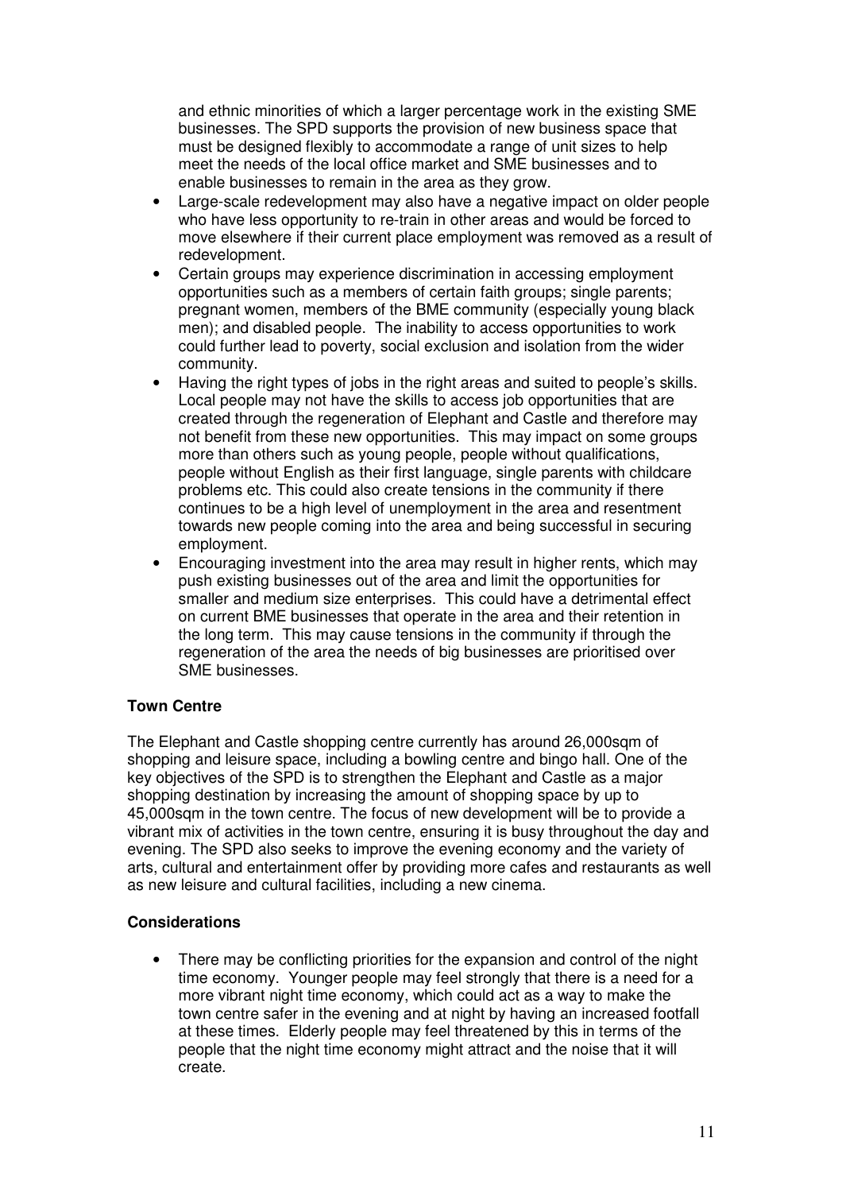and ethnic minorities of which a larger percentage work in the existing SME businesses. The SPD supports the provision of new business space that must be designed flexibly to accommodate a range of unit sizes to help meet the needs of the local office market and SME businesses and to enable businesses to remain in the area as they grow.

- Large-scale redevelopment may also have a negative impact on older people who have less opportunity to re-train in other areas and would be forced to move elsewhere if their current place employment was removed as a result of redevelopment.
- Certain groups may experience discrimination in accessing employment opportunities such as a members of certain faith groups; single parents; pregnant women, members of the BME community (especially young black men); and disabled people. The inability to access opportunities to work could further lead to poverty, social exclusion and isolation from the wider community.
- Having the right types of jobs in the right areas and suited to people's skills. Local people may not have the skills to access job opportunities that are created through the regeneration of Elephant and Castle and therefore may not benefit from these new opportunities. This may impact on some groups more than others such as young people, people without qualifications, people without English as their first language, single parents with childcare problems etc. This could also create tensions in the community if there continues to be a high level of unemployment in the area and resentment towards new people coming into the area and being successful in securing employment.
- Encouraging investment into the area may result in higher rents, which may push existing businesses out of the area and limit the opportunities for smaller and medium size enterprises. This could have a detrimental effect on current BME businesses that operate in the area and their retention in the long term. This may cause tensions in the community if through the regeneration of the area the needs of big businesses are prioritised over SME businesses.

**Town Centre**

The Elephant and Castle shopping centre currently has around 26,000sqm of shopping and leisure space, including a bowling centre and bingo hall. One of the key objectives of the SPD is to strengthen the Elephant and Castle as a major shopping destination by increasing the amount of shopping space by up to 45,000sqm in the town centre. The focus of new development will be to provide a vibrant mix of activities in the town centre, ensuring it is busy throughout the day and evening. The SPD also seeks to improve the evening economy and the variety of arts, cultural and entertainment offer by providing more cafes and restaurants as well as new leisure and cultural facilities, including a new cinema.

**Considerations**

- There may be conflicting priorities for the expansion and control of the night time economy. Younger people may feel strongly that there is a need for a more vibrant night time economy, which could act as a way to make the town centre safer in the evening and at night by having an increased footfall at these times. Elderly people may feel threatened by this in terms of the people that the night time economy might attract and the noise that it will create.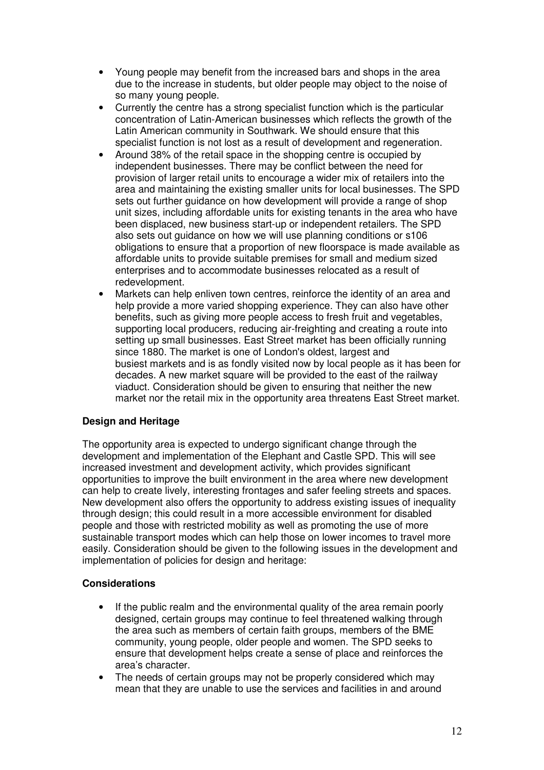- Young people may benefit from the increased bars and shops in the area due to the increase in students, but older people may object to the noise of so many young people.
- Currently the centre has a strong specialist function which is the particular concentration of Latin-American businesses which reflects the growth of the Latin American community in Southwark. We should ensure that this specialist function is not lost as a result of development and regeneration.
- Around 38% of the retail space in the shopping centre is occupied by independent businesses. There may be conflict between the need for provision of larger retail units to encourage a wider mix of retailers into the area and maintaining the existing smaller units for local businesses. The SPD sets out further guidance on how development will provide a range of shop unit sizes, including affordable units for existing tenants in the area who have been displaced, new business start-up or independent retailers. The SPD also sets out guidance on how we will use planning conditions or s106 obligations to ensure that a proportion of new floorspace is made available as affordable units to provide suitable premises for small and medium sized enterprises and to accommodate businesses relocated as a result of redevelopment.
- Markets can help enliven town centres, reinforce the identity of an area and help provide a more varied shopping experience. They can also have other benefits, such as giving more people access to fresh fruit and vegetables, supporting local producers, reducing air-freighting and creating a route into setting up small businesses. East Street market has been officially running since 1880. The market is one of London's oldest, largest and busiest markets and is as fondly visited now by local people as it has been for decades. A new market square will be provided to the east of the railway viaduct. Consideration should be given to ensuring that neither the new market nor the retail mix in the opportunity area threatens East Street market.

**Design and Heritage**

The opportunity area is expected to undergo significant change through the development and implementation of the Elephant and Castle SPD. This will see increased investment and development activity, which provides significant opportunities to improve the built environment in the area where new development can help to create lively, interesting frontages and safer feeling streets and spaces. New development also offers the opportunity to address existing issues of inequality through design; this could result in a more accessible environment for disabled people and those with restricted mobility as well as promoting the use of more sustainable transport modes which can help those on lower incomes to travel more easily. Consideration should be given to the following issues in the development and implementation of policies for design and heritage:

**Considerations**

- If the public realm and the environmental quality of the area remain poorly designed, certain groups may continue to feel threatened walking through the area such as members of certain faith groups, members of the BME community, young people, older people and women. The SPD seeks to ensure that development helps create a sense of place and reinforces the area's character.
- The needs of certain groups may not be properly considered which may mean that they are unable to use the services and facilities in and around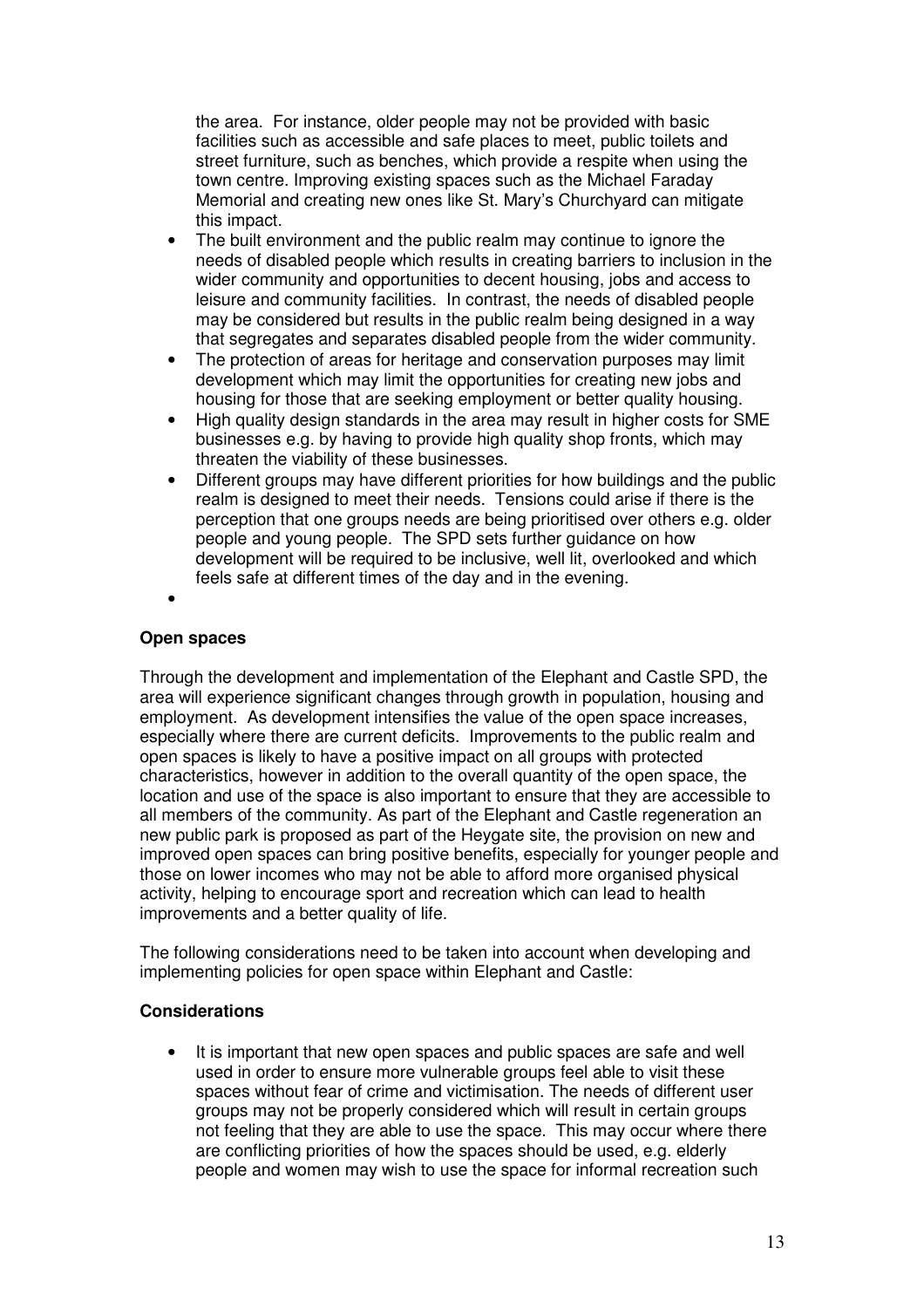the area. For instance, older people may not be provided with basic facilities such as accessible and safe places to meet, public toilets and street furniture, such as benches, which provide a respite when using the town centre. Improving existing spaces such as the Michael Faraday Memorial and creating new ones like St. Mary's Churchyard can mitigate this impact.

- The built environment and the public realm may continue to ignore the needs of disabled people which results in creating barriers to inclusion in the wider community and opportunities to decent housing, jobs and access to leisure and community facilities. In contrast, the needs of disabled people may be considered but results in the public realm being designed in a way that segregates and separates disabled people from the wider community.
- The protection of areas for heritage and conservation purposes may limit development which may limit the opportunities for creating new jobs and housing for those that are seeking employment or better quality housing.
- High quality design standards in the area may result in higher costs for SME businesses e.g. by having to provide high quality shop fronts, which may threaten the viability of these businesses.
- Different groups may have different priorities for how buildings and the public realm is designed to meet their needs. Tensions could arise if there is the perception that one groups needs are being prioritised over others e.g. older people and young people. The SPD sets further guidance on how development will be required to be inclusive, well lit, overlooked and which feels safe at different times of the day and in the evening.
-

**Open spaces**

Through the development and implementation of the Elephant and Castle SPD, the area will experience significant changes through growth in population, housing and employment. As development intensifies the value of the open space increases, especially where there are current deficits. Improvements to the public realm and open spaces is likely to have a positive impact on all groups with protected characteristics, however in addition to the overall quantity of the open space, the location and use of the space is also important to ensure that they are accessible to all members of the community. As part of the Elephant and Castle regeneration an new public park is proposed as part of the Heygate site, the provision on new and improved open spaces can bring positive benefits, especially for younger people and those on lower incomes who may not be able to afford more organised physical activity, helping to encourage sport and recreation which can lead to health improvements and a better quality of life.

The following considerations need to be taken into account when developing and implementing policies for open space within Elephant and Castle:

**Considerations**

- It is important that new open spaces and public spaces are safe and well used in order to ensure more vulnerable groups feel able to visit these spaces without fear of crime and victimisation. The needs of different user groups may not be properly considered which will result in certain groups not feeling that they are able to use the space. This may occur where there are conflicting priorities of how the spaces should be used, e.g. elderly people and women may wish to use the space for informal recreation such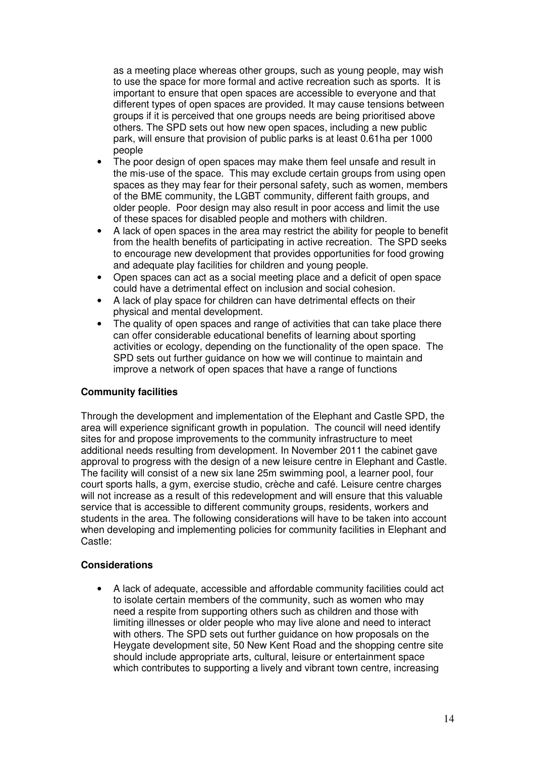as a meeting place whereas other groups, such as young people, may wish to use the space for more formal and active recreation such as sports. It is important to ensure that open spaces are accessible to everyone and that different types of open spaces are provided. It may cause tensions between groups if it is perceived that one groups needs are being prioritised above others. The SPD sets out how new open spaces, including a new public park, will ensure that provision of public parks is at least 0.61ha per 1000 people

- The poor design of open spaces may make them feel unsafe and result in the mis-use of the space. This may exclude certain groups from using open spaces as they may fear for their personal safety, such as women, members of the BME community, the LGBT community, different faith groups, and older people. Poor design may also result in poor access and limit the use of these spaces for disabled people and mothers with children.
- A lack of open spaces in the area may restrict the ability for people to benefit from the health benefits of participating in active recreation. The SPD seeks to encourage new development that provides opportunities for food growing and adequate play facilities for children and young people.
- Open spaces can act as a social meeting place and a deficit of open space could have a detrimental effect on inclusion and social cohesion.
- A lack of play space for children can have detrimental effects on their physical and mental development.
- The quality of open spaces and range of activities that can take place there can offer considerable educational benefits of learning about sporting activities or ecology, depending on the functionality of the open space. The SPD sets out further guidance on how we will continue to maintain and improve a network of open spaces that have a range of functions

**Community facilities**

Through the development and implementation of the Elephant and Castle SPD, the area will experience significant growth in population. The council will need identify sites for and propose improvements to the community infrastructure to meet additional needs resulting from development. In November 2011 the cabinet gave approval to progress with the design of a new leisure centre in Elephant and Castle. The facility will consist of a new six lane 25m swimming pool, a learner pool, four court sports halls, a gym, exercise studio, crèche and café. Leisure centre charges will not increase as a result of this redevelopment and will ensure that this valuable service that is accessible to different community groups, residents, workers and students in the area. The following considerations will have to be taken into account when developing and implementing policies for community facilities in Elephant and Castle:

**Considerations**

- A lack of adequate, accessible and affordable community facilities could act to isolate certain members of the community, such as women who may need a respite from supporting others such as children and those with limiting illnesses or older people who may live alone and need to interact with others. The SPD sets out further guidance on how proposals on the Heygate development site, 50 New Kent Road and the shopping centre site should include appropriate arts, cultural, leisure or entertainment space which contributes to supporting a lively and vibrant town centre, increasing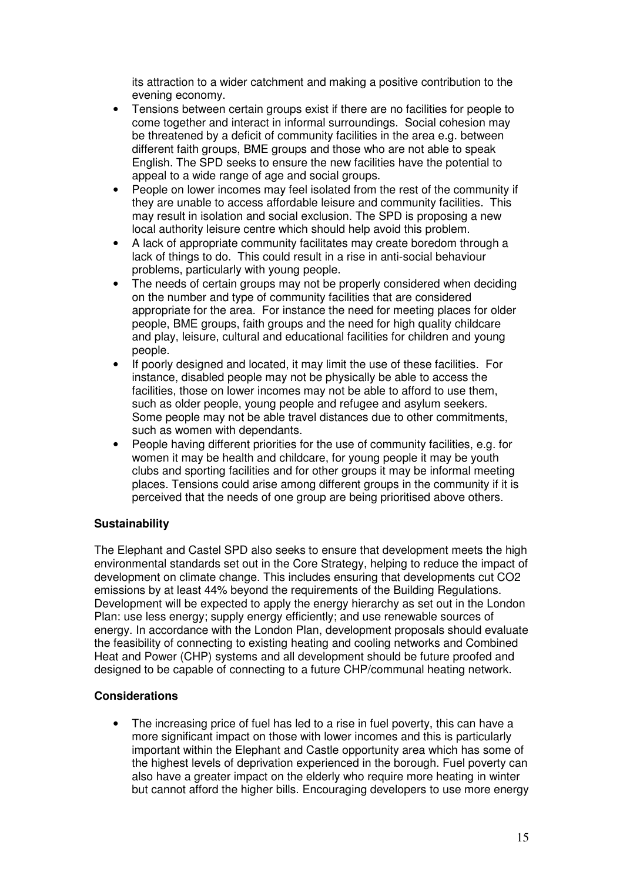its attraction to a wider catchment and making a positive contribution to the evening economy.

- Tensions between certain groups exist if there are no facilities for people to come together and interact in informal surroundings. Social cohesion may be threatened by a deficit of community facilities in the area e.g. between different faith groups, BME groups and those who are not able to speak English. The SPD seeks to ensure the new facilities have the potential to appeal to a wide range of age and social groups.
- People on lower incomes may feel isolated from the rest of the community if they are unable to access affordable leisure and community facilities. This may result in isolation and social exclusion. The SPD is proposing a new local authority leisure centre which should help avoid this problem.
- A lack of appropriate community facilitates may create boredom through a lack of things to do. This could result in a rise in anti-social behaviour problems, particularly with young people.
- The needs of certain groups may not be properly considered when deciding on the number and type of community facilities that are considered appropriate for the area. For instance the need for meeting places for older people, BME groups, faith groups and the need for high quality childcare and play, leisure, cultural and educational facilities for children and young people.
- If poorly designed and located, it may limit the use of these facilities. For instance, disabled people may not be physically be able to access the facilities, those on lower incomes may not be able to afford to use them, such as older people, young people and refugee and asylum seekers. Some people may not be able travel distances due to other commitments, such as women with dependants.
- People having different priorities for the use of community facilities, e.g. for women it may be health and childcare, for young people it may be youth clubs and sporting facilities and for other groups it may be informal meeting places. Tensions could arise among different groups in the community if it is perceived that the needs of one group are being prioritised above others.

**Sustainability**

The Elephant and Castel SPD also seeks to ensure that development meets the high environmental standards set out in the Core Strategy, helping to reduce the impact of development on climate change. This includes ensuring that developments cut $CO_2$ emissions by at least 44% beyond the requirements of the Building Regulations. Development will be expected to apply the energy hierarchy as set out in the London Plan: use less energy; supply energy efficiently; and use renewable sources of energy. In accordance with the London Plan, development proposals should evaluate the feasibility of connecting to existing heating and cooling networks and Combined Heat and Power (CHP) systems and all development should be future proofed and designed to be capable of connecting to a future CHP/communal heating network.

**Considerations**

- The increasing price of fuel has led to a rise in fuel poverty, this can have a more significant impact on those with lower incomes and this is particularly important within the Elephant and Castle opportunity area which has some of the highest levels of deprivation experienced in the borough. Fuel poverty can also have a greater impact on the elderly who require more heating in winter but cannot afford the higher bills. Encouraging developers to use more energy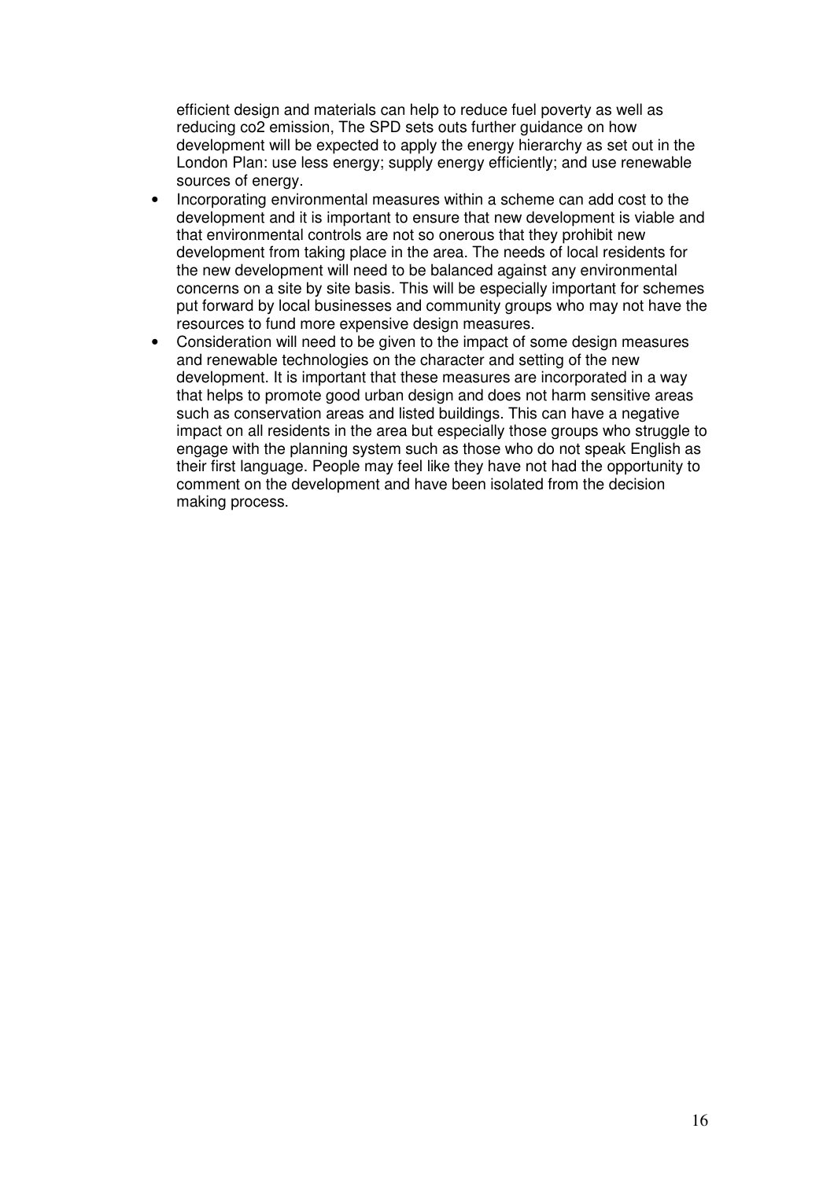efficient design and materials can help to reduce fuel poverty as well as reducing co2 emission, The SPD sets outs further guidance on how development will be expected to apply the energy hierarchy as set out in the London Plan: use less energy; supply energy efficiently; and use renewable sources of energy.

- Incorporating environmental measures within a scheme can add cost to the development and it is important to ensure that new development is viable and that environmental controls are not so onerous that they prohibit new development from taking place in the area. The needs of local residents for the new development will need to be balanced against any environmental concerns on a site by site basis. This will be especially important for schemes put forward by local businesses and community groups who may not have the resources to fund more expensive design measures.
- Consideration will need to be given to the impact of some design measures and renewable technologies on the character and setting of the new development. It is important that these measures are incorporated in a way that helps to promote good urban design and does not harm sensitive areas such as conservation areas and listed buildings. This can have a negative impact on all residents in the area but especially those groups who struggle to engage with the planning system such as those who do not speak English as their first language. People may feel like they have not had the opportunity to comment on the development and have been isolated from the decision making process.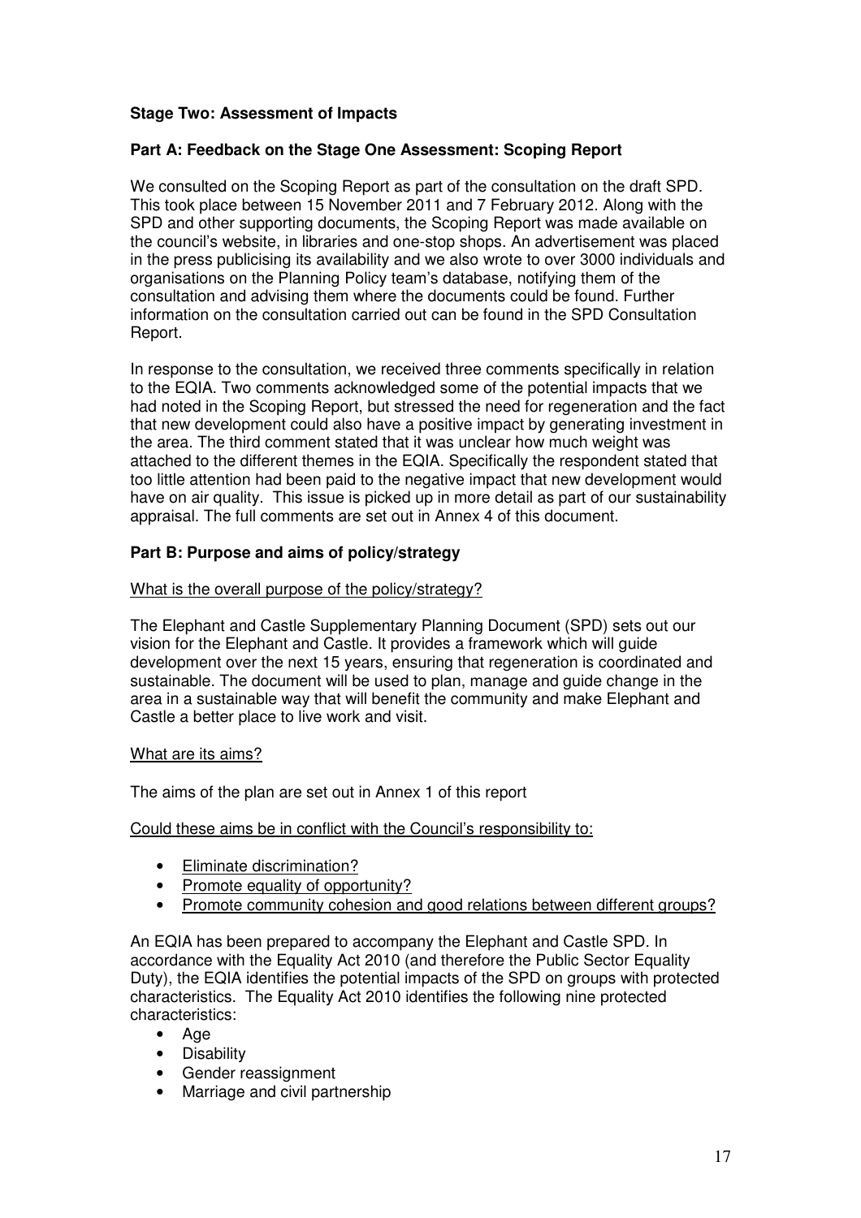**Stage Two: Assessment of Impacts**

**Part A: Feedback on the Stage One Assessment: Scoping Report**

We consulted on the Scoping Report as part of the consultation on the draft SPD. This took place between 15 November 2011 and 7 February 2012. Along with the SPD and other supporting documents, the Scoping Report was made available on the council's website, in libraries and one-stop shops. An advertisement was placed in the press publicising its availability and we also wrote to over 3000 individuals and organisations on the Planning Policy team's database, notifying them of the consultation and advising them where the documents could be found. Further information on the consultation carried out can be found in the SPD Consultation Report.

In response to the consultation, we received three comments specifically in relation to the EQIA. Two comments acknowledged some of the potential impacts that we had noted in the Scoping Report, but stressed the need for regeneration and the fact that new development could also have a positive impact by generating investment in the area. The third comment stated that it was unclear how much weight was attached to the different themes in the EQIA. Specifically the respondent stated that too little attention had been paid to the negative impact that new development would have on air quality. This issue is picked up in more detail as part of our sustainability appraisal. The full comments are set out in Annex 4 of this document.

**Part B: Purpose and aims of policy/strategy**

What is the overall purpose of the policy/strategy?

The Elephant and Castle Supplementary Planning Document (SPD) sets out our vision for the Elephant and Castle. It provides a framework which will guide development over the next 15 years, ensuring that regeneration is coordinated and sustainable. The document will be used to plan, manage and guide change in the area in a sustainable way that will benefit the community and make Elephant and Castle a better place to live work and visit.

What are its aims?

The aims of the plan are set out in Annex 1 of this report

Could these aims be in conflict with the Council's responsibility to:

- Eliminate discrimination?
- Promote equality of opportunity?
- Promote community cohesion and good relations between different groups?

An EQIA has been prepared to accompany the Elephant and Castle SPD. In accordance with the Equality Act 2010 (and therefore the Public Sector Equality Duty), the EQIA identifies the potential impacts of the SPD on groups with protected characteristics. The Equality Act 2010 identifies the following nine protected characteristics:

- Age
- Disability
- Gender reassignment
- Marriage and civil partnership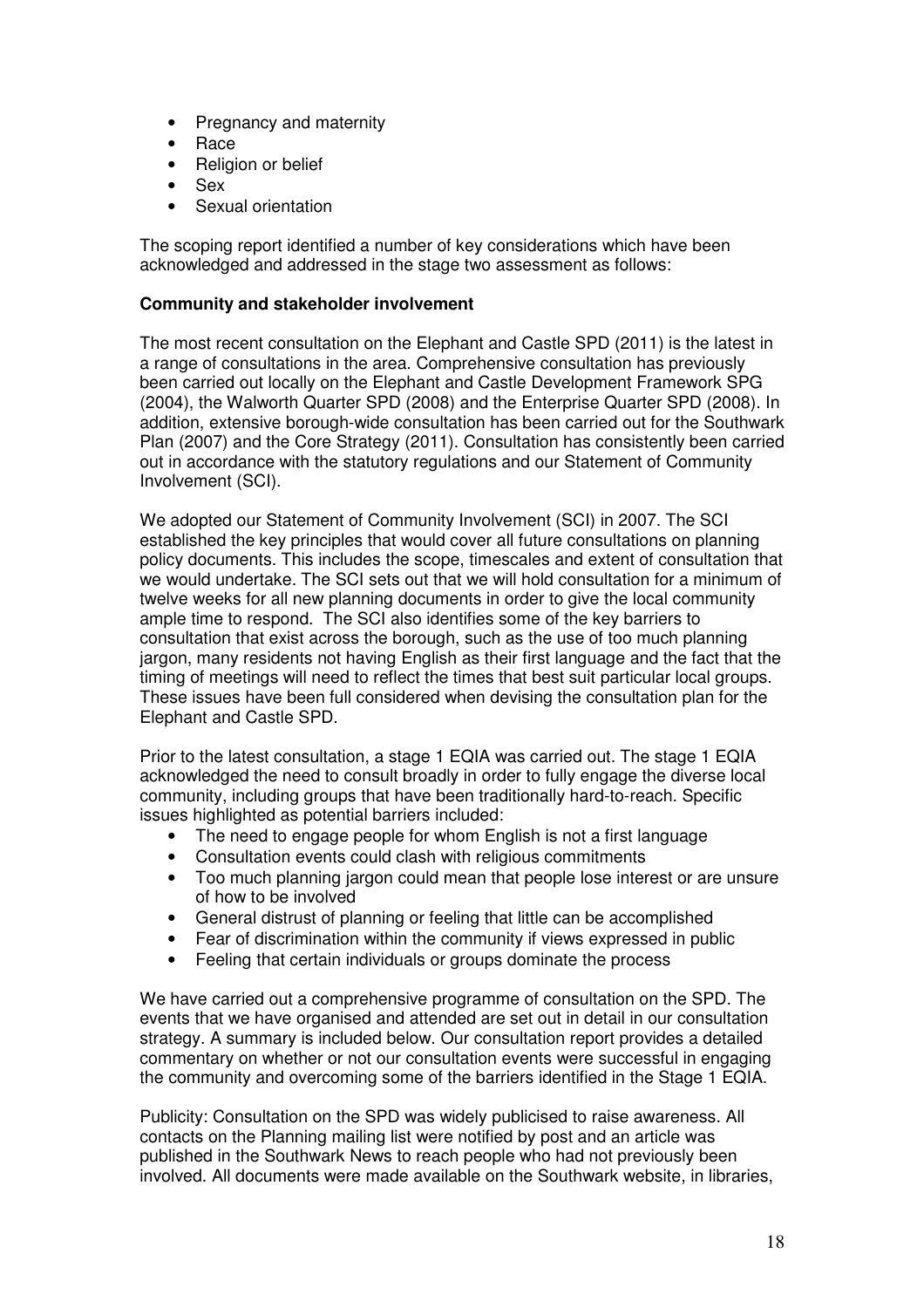- Pregnancy and maternity
- Race
- Religion or belief
- Sex
- Sexual orientation

The scoping report identified a number of key considerations which have been acknowledged and addressed in the stage two assessment as follows:

**Community and stakeholder involvement**

The most recent consultation on the Elephant and Castle SPD (2011) is the latest in a range of consultations in the area. Comprehensive consultation has previously been carried out locally on the Elephant and Castle Development Framework SPG (2004), the Walworth Quarter SPD (2008) and the Enterprise Quarter SPD (2008). In addition, extensive borough-wide consultation has been carried out for the Southwark Plan (2007) and the Core Strategy (2011). Consultation has consistently been carried out in accordance with the statutory regulations and our Statement of Community Involvement (SCI).

We adopted our Statement of Community Involvement (SCI) in 2007. The SCI established the key principles that would cover all future consultations on planning policy documents. This includes the scope, timescales and extent of consultation that we would undertake. The SCI sets out that we will hold consultation for a minimum of twelve weeks for all new planning documents in order to give the local community ample time to respond. The SCI also identifies some of the key barriers to consultation that exist across the borough, such as the use of too much planning jargon, many residents not having English as their first language and the fact that the timing of meetings will need to reflect the times that best suit particular local groups. These issues have been full considered when devising the consultation plan for the Elephant and Castle SPD.

Prior to the latest consultation, a stage 1 EQIA was carried out. The stage 1 EQIA acknowledged the need to consult broadly in order to fully engage the diverse local community, including groups that have been traditionally hard-to-reach. Specific issues highlighted as potential barriers included:

- The need to engage people for whom English is not a first language
- Consultation events could clash with religious commitments
- Too much planning jargon could mean that people lose interest or are unsure of how to be involved
- General distrust of planning or feeling that little can be accomplished
- Fear of discrimination within the community if views expressed in public
- Feeling that certain individuals or groups dominate the process

We have carried out a comprehensive programme of consultation on the SPD. The events that we have organised and attended are set out in detail in our consultation strategy. A summary is included below. Our consultation report provides a detailed commentary on whether or not our consultation events were successful in engaging the community and overcoming some of the barriers identified in the Stage 1 EQIA.

Publicity: Consultation on the SPD was widely publicised to raise awareness. All contacts on the Planning mailing list were notified by post and an article was published in the Southwark News to reach people who had not previously been involved. All documents were made available on the Southwark website, in libraries,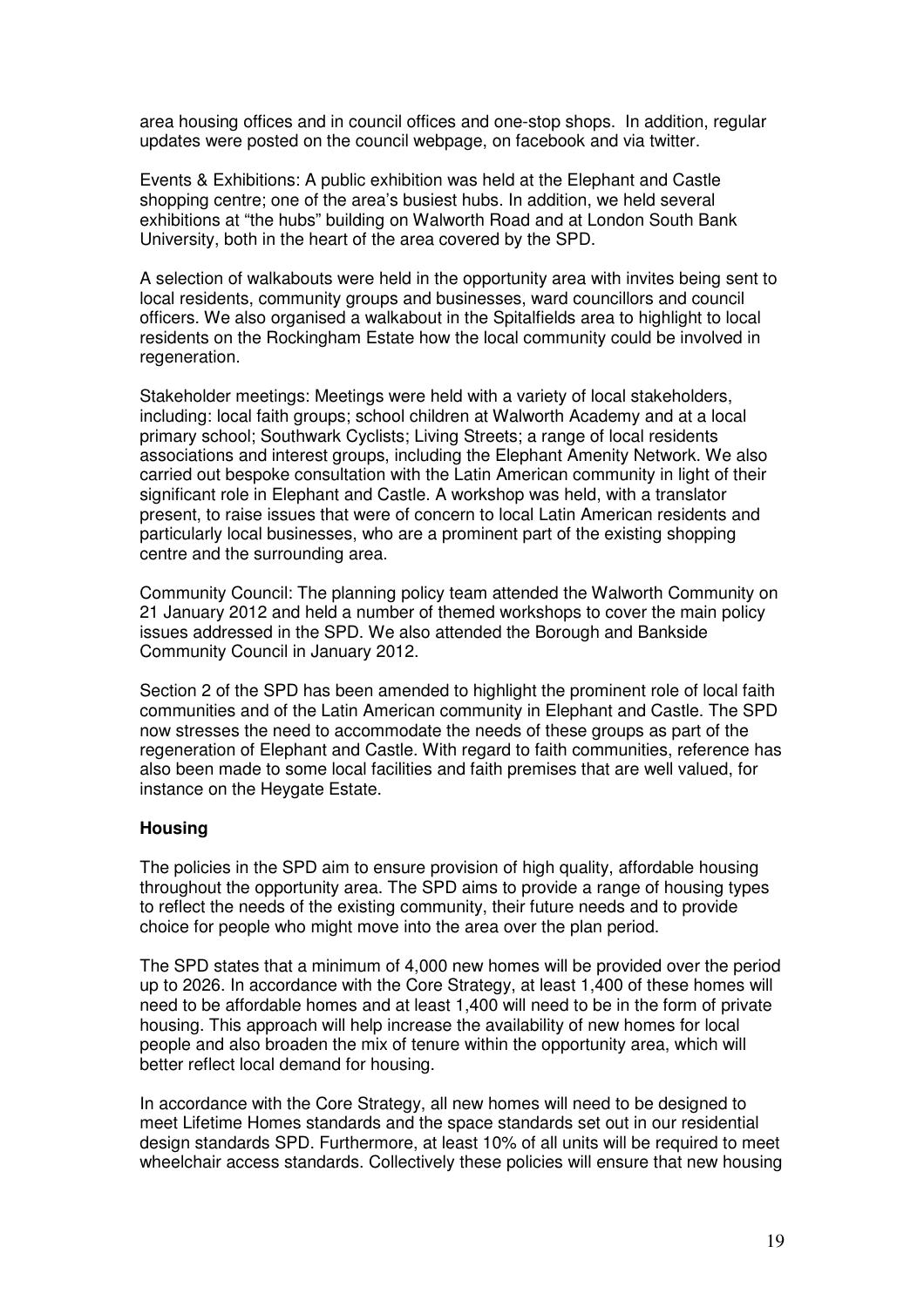area housing offices and in council offices and one-stop shops. In addition, regular updates were posted on the council webpage, on facebook and via twitter.

Events & Exhibitions: A public exhibition was held at the Elephant and Castle shopping centre; one of the area's busiest hubs. In addition, we held several exhibitions at "the hubs" building on Walworth Road and at London South Bank University, both in the heart of the area covered by the SPD.

A selection of walkabouts were held in the opportunity area with invites being sent to local residents, community groups and businesses, ward councillors and council officers. We also organised a walkabout in the Spitalfields area to highlight to local residents on the Rockingham Estate how the local community could be involved in regeneration.

Stakeholder meetings: Meetings were held with a variety of local stakeholders, including: local faith groups; school children at Walworth Academy and at a local primary school; Southwark Cyclists; Living Streets; a range of local residents associations and interest groups, including the Elephant Amenity Network. We also carried out bespoke consultation with the Latin American community in light of their significant role in Elephant and Castle. A workshop was held, with a translator present, to raise issues that were of concern to local Latin American residents and particularly local businesses, who are a prominent part of the existing shopping centre and the surrounding area.

Community Council: The planning policy team attended the Walworth Community on 21 January 2012 and held a number of themed workshops to cover the main policy issues addressed in the SPD. We also attended the Borough and Bankside Community Council in January 2012.

Section 2 of the SPD has been amended to highlight the prominent role of local faith communities and of the Latin American community in Elephant and Castle. The SPD now stresses the need to accommodate the needs of these groups as part of the regeneration of Elephant and Castle. With regard to faith communities, reference has also been made to some local facilities and faith premises that are well valued, for instance on the Heygate Estate.

**Housing**

The policies in the SPD aim to ensure provision of high quality, affordable housing throughout the opportunity area. The SPD aims to provide a range of housing types to reflect the needs of the existing community, their future needs and to provide choice for people who might move into the area over the plan period.

The SPD states that a minimum of 4,000 new homes will be provided over the period up to 2026. In accordance with the Core Strategy, at least 1,400 of these homes will need to be affordable homes and at least 1,400 will need to be in the form of private housing. This approach will help increase the availability of new homes for local people and also broaden the mix of tenure within the opportunity area, which will better reflect local demand for housing.

In accordance with the Core Strategy, all new homes will need to be designed to meet Lifetime Homes standards and the space standards set out in our residential design standards SPD. Furthermore, at least 10% of all units will be required to meet wheelchair access standards. Collectively these policies will ensure that new housing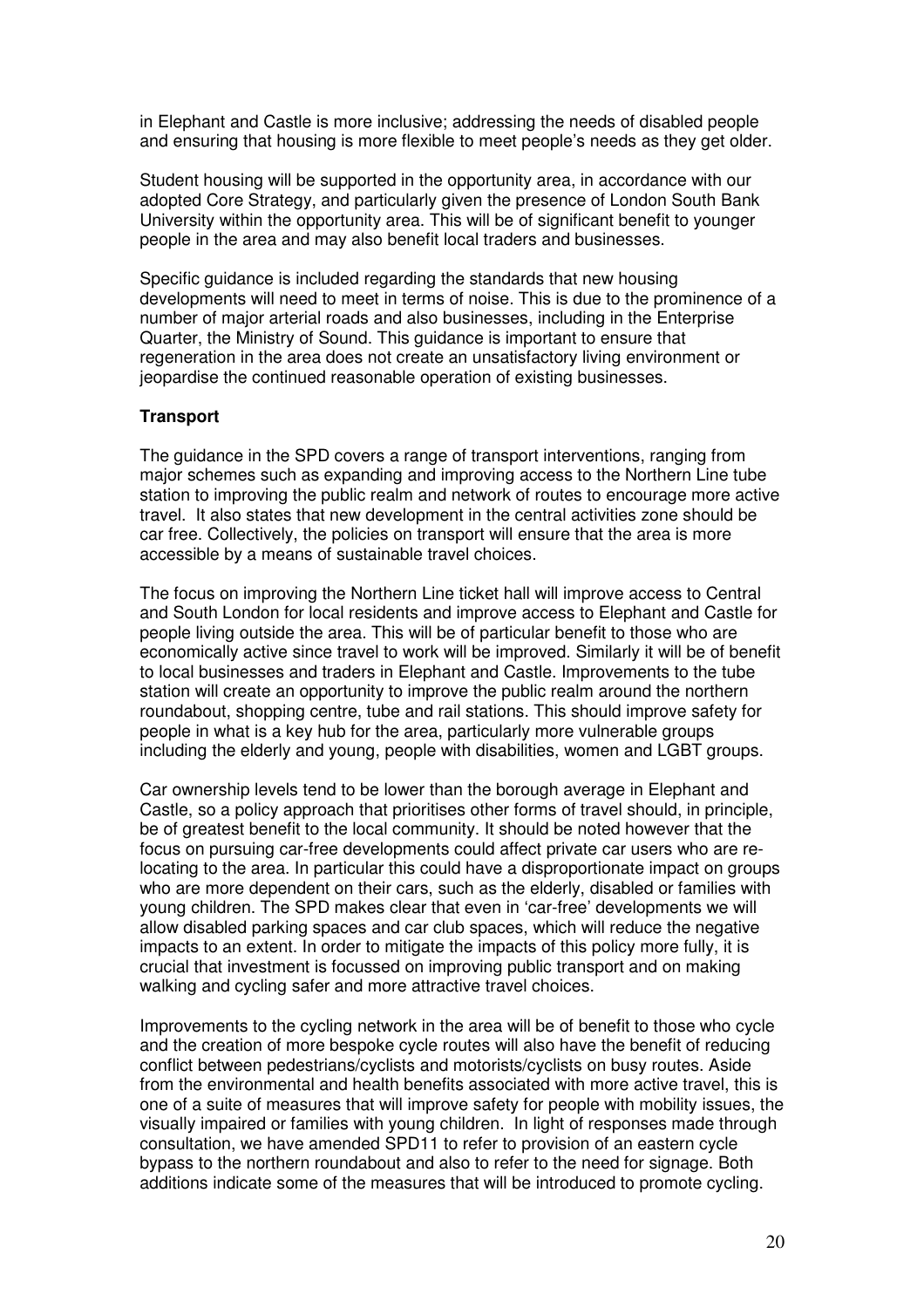in Elephant and Castle is more inclusive; addressing the needs of disabled people and ensuring that housing is more flexible to meet people's needs as they get older.

Student housing will be supported in the opportunity area, in accordance with our adopted Core Strategy, and particularly given the presence of London South Bank University within the opportunity area. This will be of significant benefit to younger people in the area and may also benefit local traders and businesses.

Specific guidance is included regarding the standards that new housing developments will need to meet in terms of noise. This is due to the prominence of a number of major arterial roads and also businesses, including in the Enterprise Quarter, the Ministry of Sound. This guidance is important to ensure that regeneration in the area does not create an unsatisfactory living environment or jeopardise the continued reasonable operation of existing businesses.

**Transport**

The guidance in the SPD covers a range of transport interventions, ranging from major schemes such as expanding and improving access to the Northern Line tube station to improving the public realm and network of routes to encourage more active travel. It also states that new development in the central activities zone should be car free. Collectively, the policies on transport will ensure that the area is more accessible by a means of sustainable travel choices.

The focus on improving the Northern Line ticket hall will improve access to Central and South London for local residents and improve access to Elephant and Castle for people living outside the area. This will be of particular benefit to those who are economically active since travel to work will be improved. Similarly it will be of benefit to local businesses and traders in Elephant and Castle. Improvements to the tube station will create an opportunity to improve the public realm around the northern roundabout, shopping centre, tube and rail stations. This should improve safety for people in what is a key hub for the area, particularly more vulnerable groups including the elderly and young, people with disabilities, women and LGBT groups.

Car ownership levels tend to be lower than the borough average in Elephant and Castle, so a policy approach that prioritises other forms of travel should, in principle, be of greatest benefit to the local community. It should be noted however that the focus on pursuing car-free developments could affect private car users who are re-locating to the area. In particular this could have a disproportionate impact on groups who are more dependent on their cars, such as the elderly, disabled or families with young children. The SPD makes clear that even in 'car-free' developments we will allow disabled parking spaces and car club spaces, which will reduce the negative impacts to an extent. In order to mitigate the impacts of this policy more fully, it is crucial that investment is focussed on improving public transport and on making walking and cycling safer and more attractive travel choices.

Improvements to the cycling network in the area will be of benefit to those who cycle and the creation of more bespoke cycle routes will also have the benefit of reducing conflict between pedestrians/cyclists and motorists/cyclists on busy routes. Aside from the environmental and health benefits associated with more active travel, this is one of a suite of measures that will improve safety for people with mobility issues, the visually impaired or families with young children. In light of responses made through consultation, we have amended SPD11 to refer to provision of an eastern cycle bypass to the northern roundabout and also to refer to the need for signage. Both additions indicate some of the measures that will be introduced to promote cycling.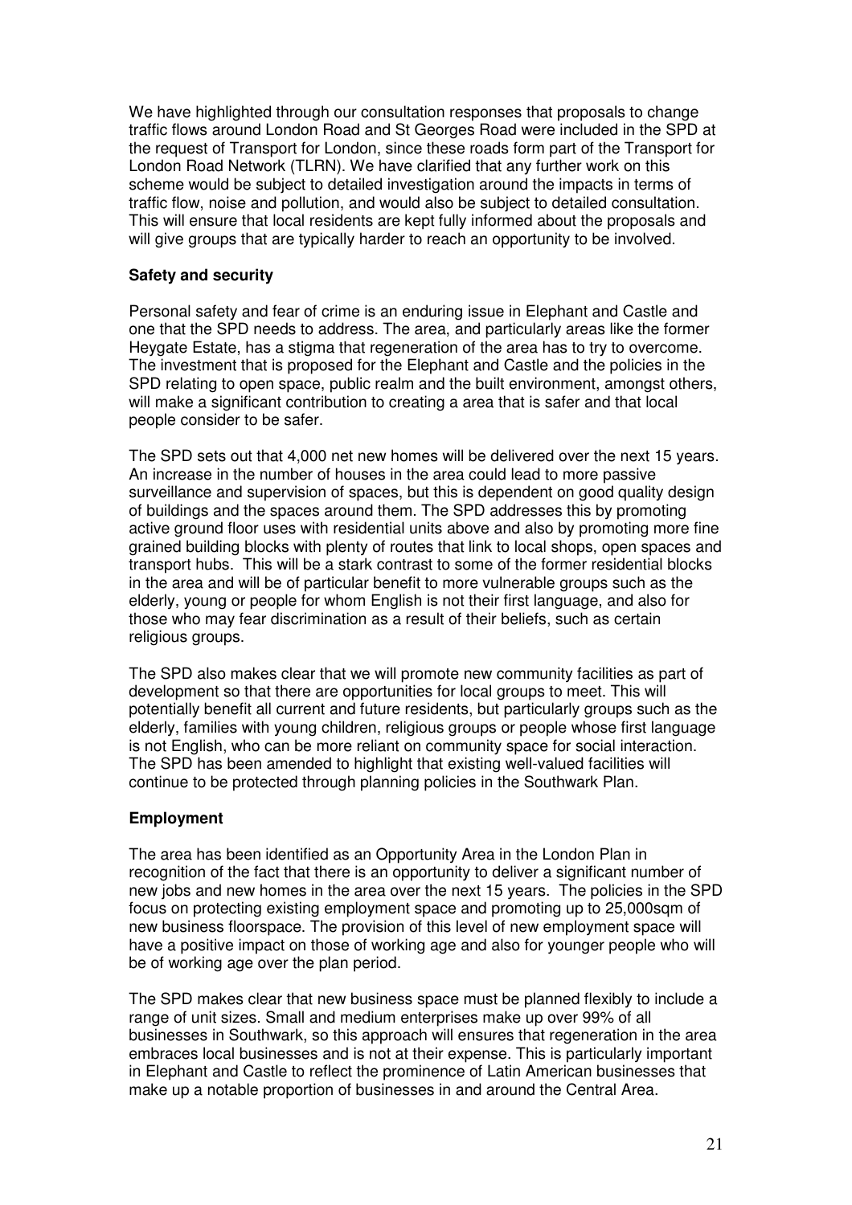We have highlighted through our consultation responses that proposals to change traffic flows around London Road and St Georges Road were included in the SPD at the request of Transport for London, since these roads form part of the Transport for London Road Network (TLRN). We have clarified that any further work on this scheme would be subject to detailed investigation around the impacts in terms of traffic flow, noise and pollution, and would also be subject to detailed consultation. This will ensure that local residents are kept fully informed about the proposals and will give groups that are typically harder to reach an opportunity to be involved.

**Safety and security**

Personal safety and fear of crime is an enduring issue in Elephant and Castle and one that the SPD needs to address. The area, and particularly areas like the former Heygate Estate, has a stigma that regeneration of the area has to try to overcome. The investment that is proposed for the Elephant and Castle and the policies in the SPD relating to open space, public realm and the built environment, amongst others, will make a significant contribution to creating a area that is safer and that local people consider to be safer.

The SPD sets out that 4,000 net new homes will be delivered over the next 15 years. An increase in the number of houses in the area could lead to more passive surveillance and supervision of spaces, but this is dependent on good quality design of buildings and the spaces around them. The SPD addresses this by promoting active ground floor uses with residential units above and also by promoting more fine grained building blocks with plenty of routes that link to local shops, open spaces and transport hubs. This will be a stark contrast to some of the former residential blocks in the area and will be of particular benefit to more vulnerable groups such as the elderly, young or people for whom English is not their first language, and also for those who may fear discrimination as a result of their beliefs, such as certain religious groups.

The SPD also makes clear that we will promote new community facilities as part of development so that there are opportunities for local groups to meet. This will potentially benefit all current and future residents, but particularly groups such as the elderly, families with young children, religious groups or people whose first language is not English, who can be more reliant on community space for social interaction. The SPD has been amended to highlight that existing well-valued facilities will continue to be protected through planning policies in the Southwark Plan.

**Employment**

The area has been identified as an Opportunity Area in the London Plan in recognition of the fact that there is an opportunity to deliver a significant number of new jobs and new homes in the area over the next 15 years. The policies in the SPD focus on protecting existing employment space and promoting up to 25,000sqm of new business floorspace. The provision of this level of new employment space will have a positive impact on those of working age and also for younger people who will be of working age over the plan period.

The SPD makes clear that new business space must be planned flexibly to include a range of unit sizes. Small and medium enterprises make up over 99% of all businesses in Southwark, so this approach will ensures that regeneration in the area embraces local businesses and is not at their expense. This is particularly important in Elephant and Castle to reflect the prominence of Latin American businesses that make up a notable proportion of businesses in and around the Central Area.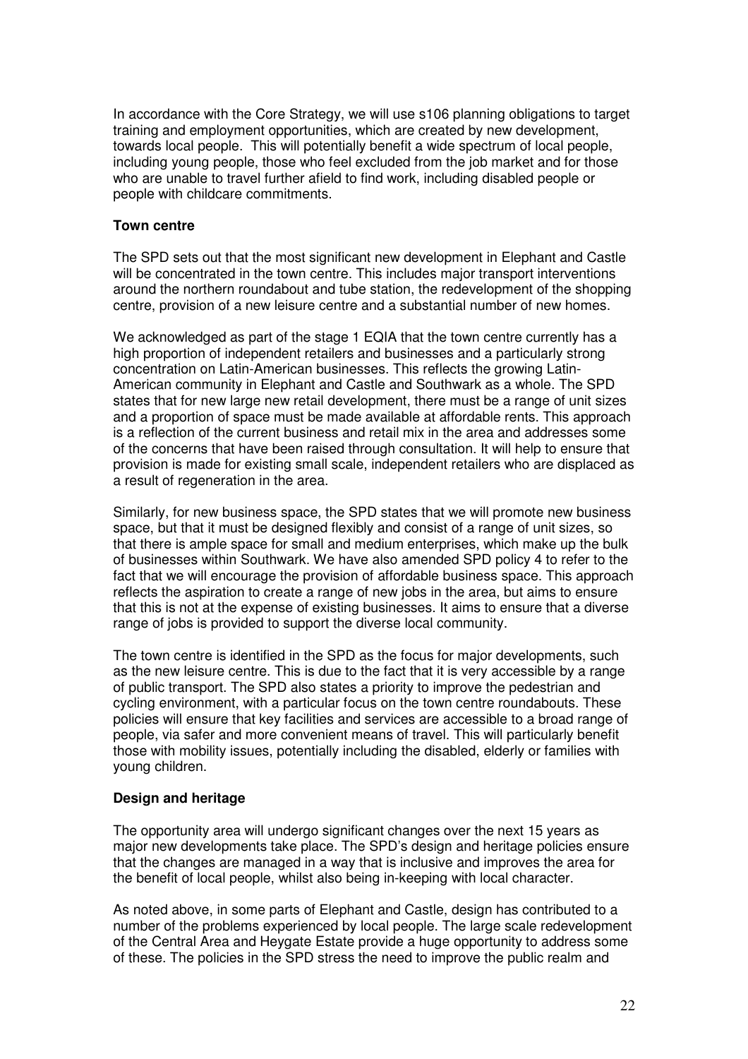In accordance with the Core Strategy, we will use s106 planning obligations to target training and employment opportunities, which are created by new development, towards local people. This will potentially benefit a wide spectrum of local people, including young people, those who feel excluded from the job market and for those who are unable to travel further afield to find work, including disabled people or people with childcare commitments.

**Town centre**

The SPD sets out that the most significant new development in Elephant and Castle will be concentrated in the town centre. This includes major transport interventions around the northern roundabout and tube station, the redevelopment of the shopping centre, provision of a new leisure centre and a substantial number of new homes.

We acknowledged as part of the stage 1 EQIA that the town centre currently has a high proportion of independent retailers and businesses and a particularly strong concentration on Latin-American businesses. This reflects the growing Latin-American community in Elephant and Castle and Southwark as a whole. The SPD states that for new large new retail development, there must be a range of unit sizes and a proportion of space must be made available at affordable rents. This approach is a reflection of the current business and retail mix in the area and addresses some of the concerns that have been raised through consultation. It will help to ensure that provision is made for existing small scale, independent retailers who are displaced as a result of regeneration in the area.

Similarly, for new business space, the SPD states that we will promote new business space, but that it must be designed flexibly and consist of a range of unit sizes, so that there is ample space for small and medium enterprises, which make up the bulk of businesses within Southwark. We have also amended SPD policy 4 to refer to the fact that we will encourage the provision of affordable business space. This approach reflects the aspiration to create a range of new jobs in the area, but aims to ensure that this is not at the expense of existing businesses. It aims to ensure that a diverse range of jobs is provided to support the diverse local community.

The town centre is identified in the SPD as the focus for major developments, such as the new leisure centre. This is due to the fact that it is very accessible by a range of public transport. The SPD also states a priority to improve the pedestrian and cycling environment, with a particular focus on the town centre roundabouts. These policies will ensure that key facilities and services are accessible to a broad range of people, via safer and more convenient means of travel. This will particularly benefit those with mobility issues, potentially including the disabled, elderly or families with young children.

**Design and heritage**

The opportunity area will undergo significant changes over the next 15 years as major new developments take place. The SPD's design and heritage policies ensure that the changes are managed in a way that is inclusive and improves the area for the benefit of local people, whilst also being in-keeping with local character.

As noted above, in some parts of Elephant and Castle, design has contributed to a number of the problems experienced by local people. The large scale redevelopment of the Central Area and Heygate Estate provide a huge opportunity to address some of these. The policies in the SPD stress the need to improve the public realm and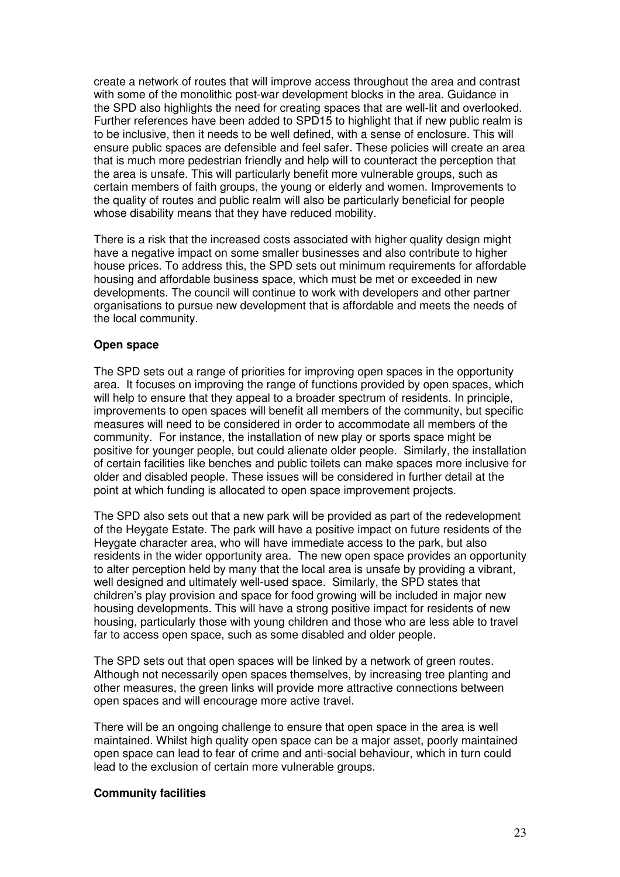create a network of routes that will improve access throughout the area and contrast with some of the monolithic post-war development blocks in the area. Guidance in the SPD also highlights the need for creating spaces that are well-lit and overlooked. Further references have been added to SPD15 to highlight that if new public realm is to be inclusive, then it needs to be well defined, with a sense of enclosure. This will ensure public spaces are defensible and feel safer. These policies will create an area that is much more pedestrian friendly and help will to counteract the perception that the area is unsafe. This will particularly benefit more vulnerable groups, such as certain members of faith groups, the young or elderly and women. Improvements to the quality of routes and public realm will also be particularly beneficial for people whose disability means that they have reduced mobility.

There is a risk that the increased costs associated with higher quality design might have a negative impact on some smaller businesses and also contribute to higher house prices. To address this, the SPD sets out minimum requirements for affordable housing and affordable business space, which must be met or exceeded in new developments. The council will continue to work with developers and other partner organisations to pursue new development that is affordable and meets the needs of the local community.

**Open space**

The SPD sets out a range of priorities for improving open spaces in the opportunity area. It focuses on improving the range of functions provided by open spaces, which will help to ensure that they appeal to a broader spectrum of residents. In principle, improvements to open spaces will benefit all members of the community, but specific measures will need to be considered in order to accommodate all members of the community. For instance, the installation of new play or sports space might be positive for younger people, but could alienate older people. Similarly, the installation of certain facilities like benches and public toilets can make spaces more inclusive for older and disabled people. These issues will be considered in further detail at the point at which funding is allocated to open space improvement projects.

The SPD also sets out that a new park will be provided as part of the redevelopment of the Heygate Estate. The park will have a positive impact on future residents of the Heygate character area, who will have immediate access to the park, but also residents in the wider opportunity area. The new open space provides an opportunity to alter perception held by many that the local area is unsafe by providing a vibrant, well designed and ultimately well-used space. Similarly, the SPD states that children's play provision and space for food growing will be included in major new housing developments. This will have a strong positive impact for residents of new housing, particularly those with young children and those who are less able to travel far to access open space, such as some disabled and older people.

The SPD sets out that open spaces will be linked by a network of green routes. Although not necessarily open spaces themselves, by increasing tree planting and other measures, the green links will provide more attractive connections between open spaces and will encourage more active travel.

There will be an ongoing challenge to ensure that open space in the area is well maintained. Whilst high quality open space can be a major asset, poorly maintained open space can lead to fear of crime and anti-social behaviour, which in turn could lead to the exclusion of certain more vulnerable groups.

**Community facilities**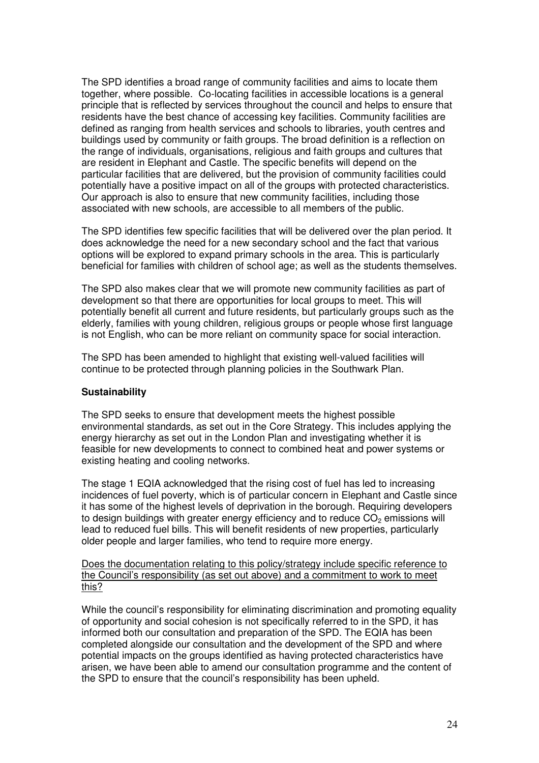The SPD identifies a broad range of community facilities and aims to locate them together, where possible. Co-locating facilities in accessible locations is a general principle that is reflected by services throughout the council and helps to ensure that residents have the best chance of accessing key facilities. Community facilities are defined as ranging from health services and schools to libraries, youth centres and buildings used by community or faith groups. The broad definition is a reflection on the range of individuals, organisations, religious and faith groups and cultures that are resident in Elephant and Castle. The specific benefits will depend on the particular facilities that are delivered, but the provision of community facilities could potentially have a positive impact on all of the groups with protected characteristics. Our approach is also to ensure that new community facilities, including those associated with new schools, are accessible to all members of the public.

The SPD identifies few specific facilities that will be delivered over the plan period. It does acknowledge the need for a new secondary school and the fact that various options will be explored to expand primary schools in the area. This is particularly beneficial for families with children of school age; as well as the students themselves.

The SPD also makes clear that we will promote new community facilities as part of development so that there are opportunities for local groups to meet. This will potentially benefit all current and future residents, but particularly groups such as the elderly, families with young children, religious groups or people whose first language is not English, who can be more reliant on community space for social interaction.

The SPD has been amended to highlight that existing well-valued facilities will continue to be protected through planning policies in the Southwark Plan.

**Sustainability**

The SPD seeks to ensure that development meets the highest possible environmental standards, as set out in the Core Strategy. This includes applying the energy hierarchy as set out in the London Plan and investigating whether it is feasible for new developments to connect to combined heat and power systems or existing heating and cooling networks.

The stage 1 EQIA acknowledged that the rising cost of fuel has led to increasing incidences of fuel poverty, which is of particular concern in Elephant and Castle since it has some of the highest levels of deprivation in the borough. Requiring developers to design buildings with greater energy efficiency and to reduce $CO_2$ emissions will lead to reduced fuel bills. This will benefit residents of new properties, particularly older people and larger families, who tend to require more energy.

<u>Does the documentation relating to this policy/strategy include specific reference to the Council's responsibility (as set out above) and a commitment to work to meet this?</u>

While the council's responsibility for eliminating discrimination and promoting equality of opportunity and social cohesion is not specifically referred to in the SPD, it has informed both our consultation and preparation of the SPD. The EQIA has been completed alongside our consultation and the development of the SPD and where potential impacts on the groups identified as having protected characteristics have arisen, we have been able to amend our consultation programme and the content of the SPD to ensure that the council's responsibility has been upheld.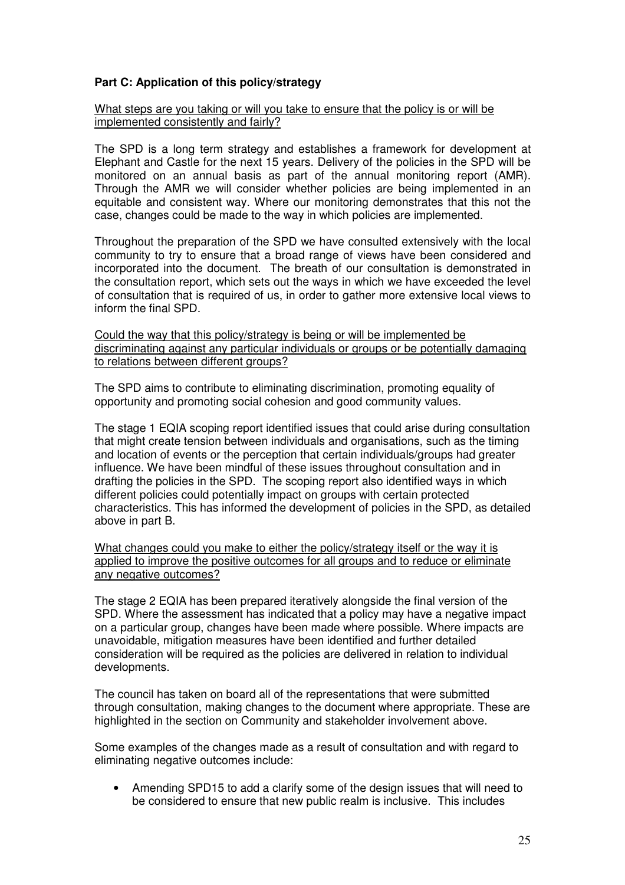**Part C: Application of this policy/strategy**

What steps are you taking or will you take to ensure that the policy is or will be implemented consistently and fairly?

The SPD is a long term strategy and establishes a framework for development at Elephant and Castle for the next 15 years. Delivery of the policies in the SPD will be monitored on an annual basis as part of the annual monitoring report (AMR). Through the AMR we will consider whether policies are being implemented in an equitable and consistent way. Where our monitoring demonstrates that this not the case, changes could be made to the way in which policies are implemented.

Throughout the preparation of the SPD we have consulted extensively with the local community to try to ensure that a broad range of views have been considered and incorporated into the document. The breath of our consultation is demonstrated in the consultation report, which sets out the ways in which we have exceeded the level of consultation that is required of us, in order to gather more extensive local views to inform the final SPD.

Could the way that this policy/strategy is being or will be implemented be discriminating against any particular individuals or groups or be potentially damaging to relations between different groups?

The SPD aims to contribute to eliminating discrimination, promoting equality of opportunity and promoting social cohesion and good community values.

The stage 1 EQIA scoping report identified issues that could arise during consultation that might create tension between individuals and organisations, such as the timing and location of events or the perception that certain individuals/groups had greater influence. We have been mindful of these issues throughout consultation and in drafting the policies in the SPD. The scoping report also identified ways in which different policies could potentially impact on groups with certain protected characteristics. This has informed the development of policies in the SPD, as detailed above in part B.

What changes could you make to either the policy/strategy itself or the way it is applied to improve the positive outcomes for all groups and to reduce or eliminate any negative outcomes?

The stage 2 EQIA has been prepared iteratively alongside the final version of the SPD. Where the assessment has indicated that a policy may have a negative impact on a particular group, changes have been made where possible. Where impacts are unavoidable, mitigation measures have been identified and further detailed consideration will be required as the policies are delivered in relation to individual developments.

The council has taken on board all of the representations that were submitted through consultation, making changes to the document where appropriate. These are highlighted in the section on Community and stakeholder involvement above.

Some examples of the changes made as a result of consultation and with regard to eliminating negative outcomes include:

- Amending SPD15 to add a clarify some of the design issues that will need to be considered to ensure that new public realm is inclusive. This includes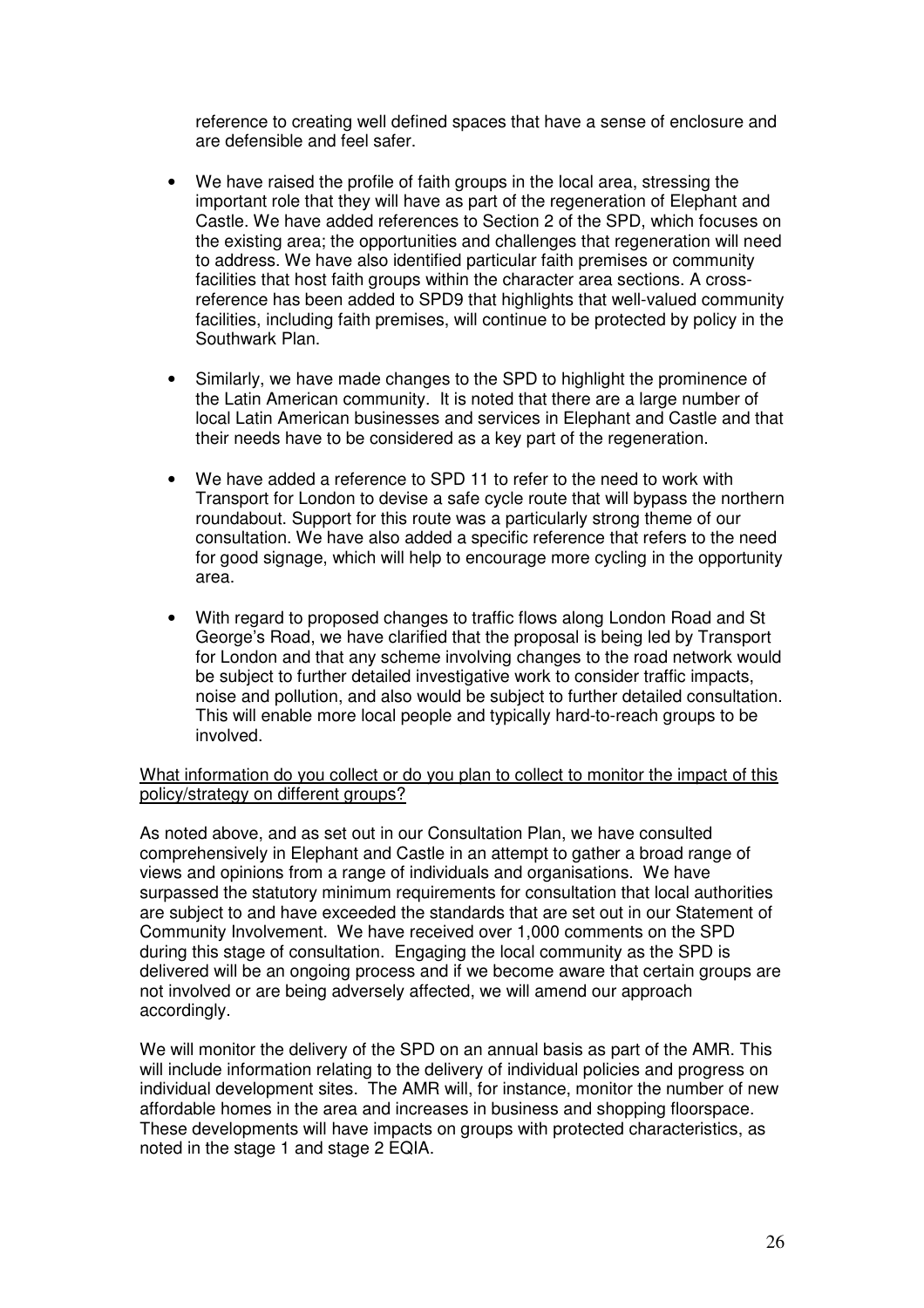reference to creating well defined spaces that have a sense of enclosure and are defensible and feel safer.

- We have raised the profile of faith groups in the local area, stressing the important role that they will have as part of the regeneration of Elephant and Castle. We have added references to Section 2 of the SPD, which focuses on the existing area; the opportunities and challenges that regeneration will need to address. We have also identified particular faith premises or community facilities that host faith groups within the character area sections. A cross-reference has been added to SPD9 that highlights that well-valued community facilities, including faith premises, will continue to be protected by policy in the Southwark Plan.

- Similarly, we have made changes to the SPD to highlight the prominence of the Latin American community. It is noted that there are a large number of local Latin American businesses and services in Elephant and Castle and that their needs have to be considered as a key part of the regeneration.

- We have added a reference to SPD 11 to refer to the need to work with Transport for London to devise a safe cycle route that will bypass the northern roundabout. Support for this route was a particularly strong theme of our consultation. We have also added a specific reference that refers to the need for good signage, which will help to encourage more cycling in the opportunity area.

- With regard to proposed changes to traffic flows along London Road and St George's Road, we have clarified that the proposal is being led by Transport for London and that any scheme involving changes to the road network would be subject to further detailed investigative work to consider traffic impacts, noise and pollution, and also would be subject to further detailed consultation. This will enable more local people and typically hard-to-reach groups to be involved.

<u>What information do you collect or do you plan to collect to monitor the impact of this policy/strategy on different groups?</u>

As noted above, and as set out in our Consultation Plan, we have consulted comprehensively in Elephant and Castle in an attempt to gather a broad range of views and opinions from a range of individuals and organisations. We have surpassed the statutory minimum requirements for consultation that local authorities are subject to and have exceeded the standards that are set out in our Statement of Community Involvement. We have received over 1,000 comments on the SPD during this stage of consultation. Engaging the local community as the SPD is delivered will be an ongoing process and if we become aware that certain groups are not involved or are being adversely affected, we will amend our approach accordingly.

We will monitor the delivery of the SPD on an annual basis as part of the AMR. This will include information relating to the delivery of individual policies and progress on individual development sites. The AMR will, for instance, monitor the number of new affordable homes in the area and increases in business and shopping floorspace. These developments will have impacts on groups with protected characteristics, as noted in the stage 1 and stage 2 EQIA.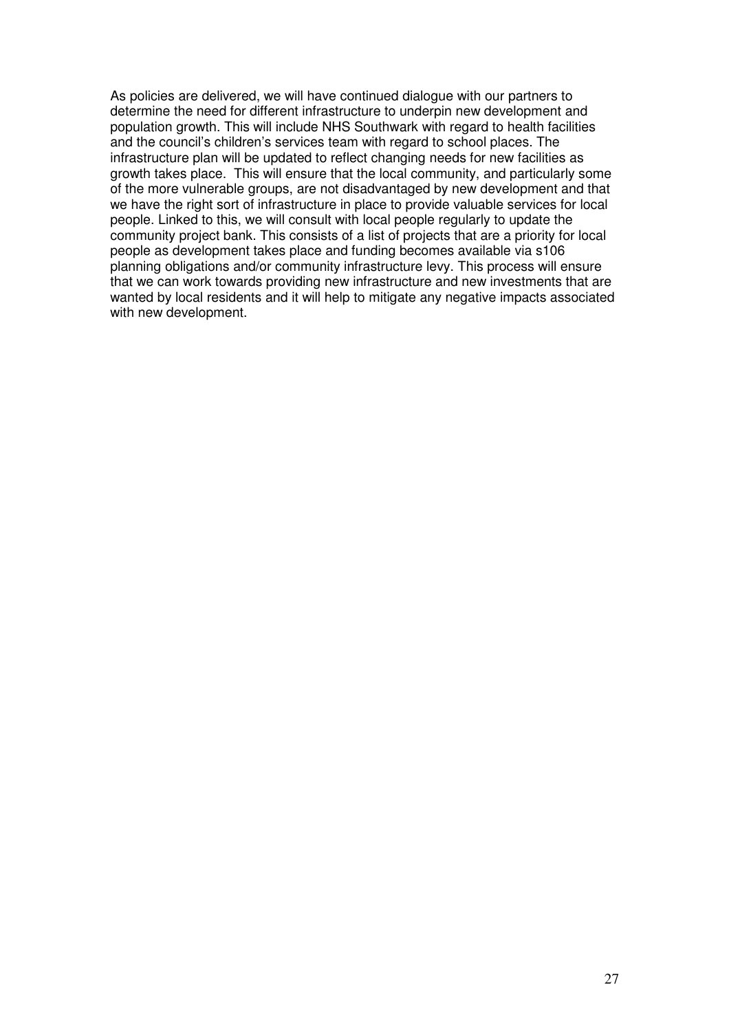As policies are delivered, we will have continued dialogue with our partners to determine the need for different infrastructure to underpin new development and population growth. This will include NHS Southwark with regard to health facilities and the council's children's services team with regard to school places. The infrastructure plan will be updated to reflect changing needs for new facilities as growth takes place. This will ensure that the local community, and particularly some of the more vulnerable groups, are not disadvantaged by new development and that we have the right sort of infrastructure in place to provide valuable services for local people. Linked to this, we will consult with local people regularly to update the community project bank. This consists of a list of projects that are a priority for local people as development takes place and funding becomes available via s106 planning obligations and/or community infrastructure levy. This process will ensure that we can work towards providing new infrastructure and new investments that are wanted by local residents and it will help to mitigate any negative impacts associated with new development.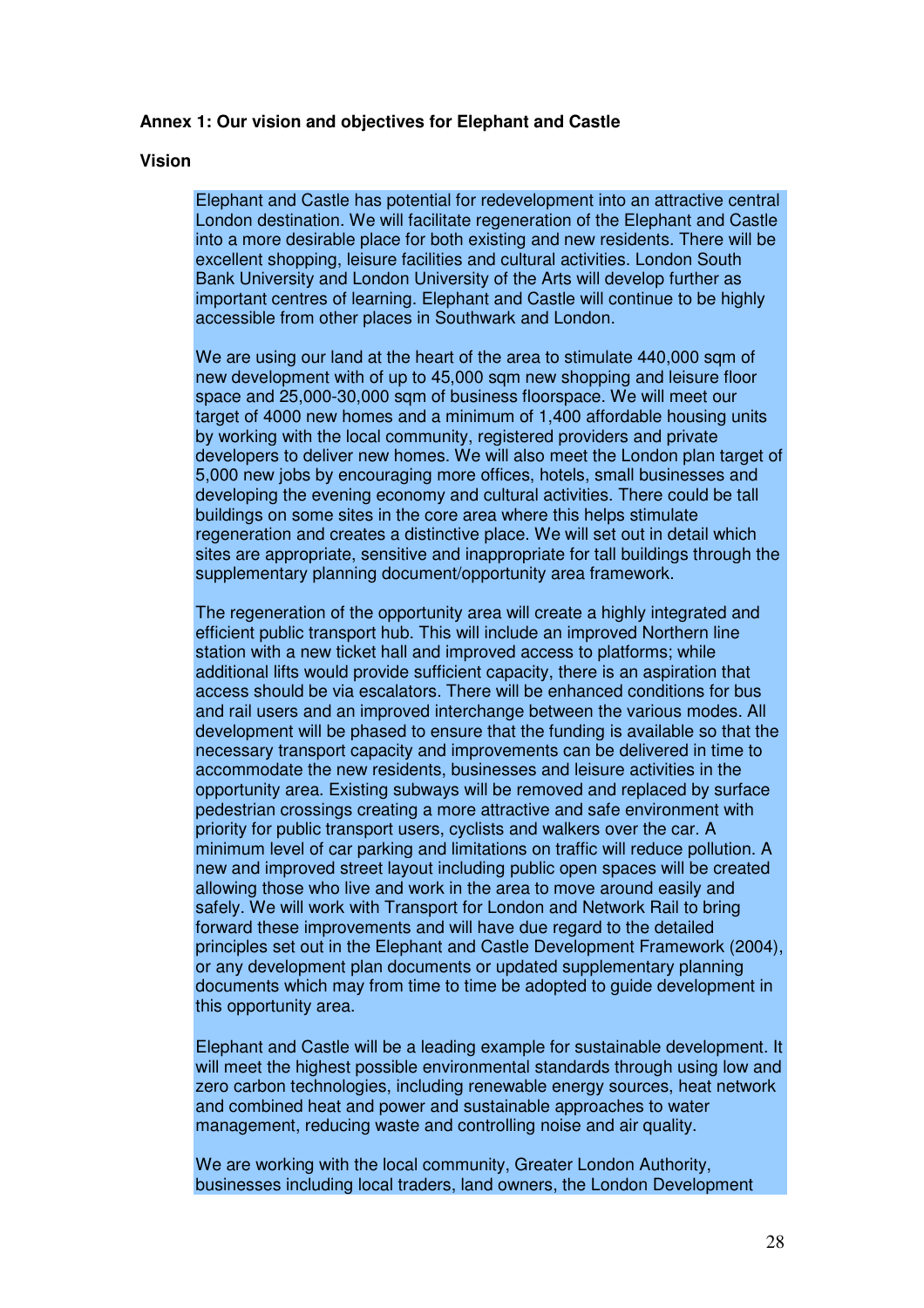**Annex 1: Our vision and objectives for Elephant and Castle**

**Vision**

Elephant and Castle has potential for redevelopment into an attractive central London destination. We will facilitate regeneration of the Elephant and Castle into a more desirable place for both existing and new residents. There will be excellent shopping, leisure facilities and cultural activities. London South Bank University and London University of the Arts will develop further as important centres of learning. Elephant and Castle will continue to be highly accessible from other places in Southwark and London.

We are using our land at the heart of the area to stimulate 440,000 sqm of new development with of up to 45,000 sqm new shopping and leisure floor space and 25,000-30,000 sqm of business floorspace. We will meet our target of 4000 new homes and a minimum of 1,400 affordable housing units by working with the local community, registered providers and private developers to deliver new homes. We will also meet the London plan target of 5,000 new jobs by encouraging more offices, hotels, small businesses and developing the evening economy and cultural activities. There could be tall buildings on some sites in the core area where this helps stimulate regeneration and creates a distinctive place. We will set out in detail which sites are appropriate, sensitive and inappropriate for tall buildings through the supplementary planning document/opportunity area framework.

The regeneration of the opportunity area will create a highly integrated and efficient public transport hub. This will include an improved Northern line station with a new ticket hall and improved access to platforms; while additional lifts would provide sufficient capacity, there is an aspiration that access should be via escalators. There will be enhanced conditions for bus and rail users and an improved interchange between the various modes. All development will be phased to ensure that the funding is available so that the necessary transport capacity and improvements can be delivered in time to accommodate the new residents, businesses and leisure activities in the opportunity area. Existing subways will be removed and replaced by surface pedestrian crossings creating a more attractive and safe environment with priority for public transport users, cyclists and walkers over the car. A minimum level of car parking and limitations on traffic will reduce pollution. A new and improved street layout including public open spaces will be created allowing those who live and work in the area to move around easily and safely. We will work with Transport for London and Network Rail to bring forward these improvements and will have due regard to the detailed principles set out in the Elephant and Castle Development Framework (2004), or any development plan documents or updated supplementary planning documents which may from time to time be adopted to guide development in this opportunity area.

Elephant and Castle will be a leading example for sustainable development. It will meet the highest possible environmental standards through using low and zero carbon technologies, including renewable energy sources, heat network and combined heat and power and sustainable approaches to water management, reducing waste and controlling noise and air quality.

We are working with the local community, Greater London Authority, businesses including local traders, land owners, the London Development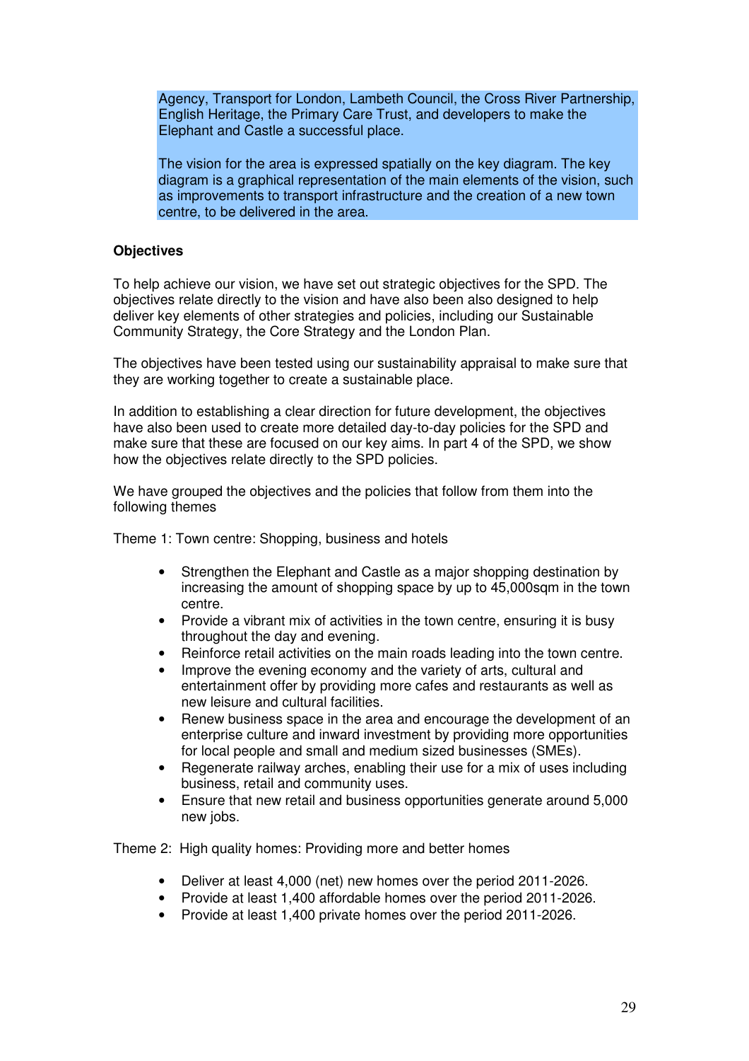Agency, Transport for London, Lambeth Council, the Cross River Partnership, English Heritage, the Primary Care Trust, and developers to make the Elephant and Castle a successful place.

The vision for the area is expressed spatially on the key diagram. The key diagram is a graphical representation of the main elements of the vision, such as improvements to transport infrastructure and the creation of a new town centre, to be delivered in the area.

**Objectives**

To help achieve our vision, we have set out strategic objectives for the SPD. The objectives relate directly to the vision and have also been also designed to help deliver key elements of other strategies and policies, including our Sustainable Community Strategy, the Core Strategy and the London Plan.

The objectives have been tested using our sustainability appraisal to make sure that they are working together to create a sustainable place.

In addition to establishing a clear direction for future development, the objectives have also been used to create more detailed day-to-day policies for the SPD and make sure that these are focused on our key aims. In part 4 of the SPD, we show how the objectives relate directly to the SPD policies.

We have grouped the objectives and the policies that follow from them into the following themes

Theme 1: Town centre: Shopping, business and hotels

- Strengthen the Elephant and Castle as a major shopping destination by increasing the amount of shopping space by up to 45,000sqm in the town centre.
- Provide a vibrant mix of activities in the town centre, ensuring it is busy throughout the day and evening.
- Reinforce retail activities on the main roads leading into the town centre.
- Improve the evening economy and the variety of arts, cultural and entertainment offer by providing more cafes and restaurants as well as new leisure and cultural facilities.
- Renew business space in the area and encourage the development of an enterprise culture and inward investment by providing more opportunities for local people and small and medium sized businesses (SMEs).
- Regenerate railway arches, enabling their use for a mix of uses including business, retail and community uses.
- Ensure that new retail and business opportunities generate around 5,000 new jobs.

Theme 2: High quality homes: Providing more and better homes

- Deliver at least 4,000 (net) new homes over the period 2011-2026.
- Provide at least 1,400 affordable homes over the period 2011-2026.
- Provide at least 1,400 private homes over the period 2011-2026.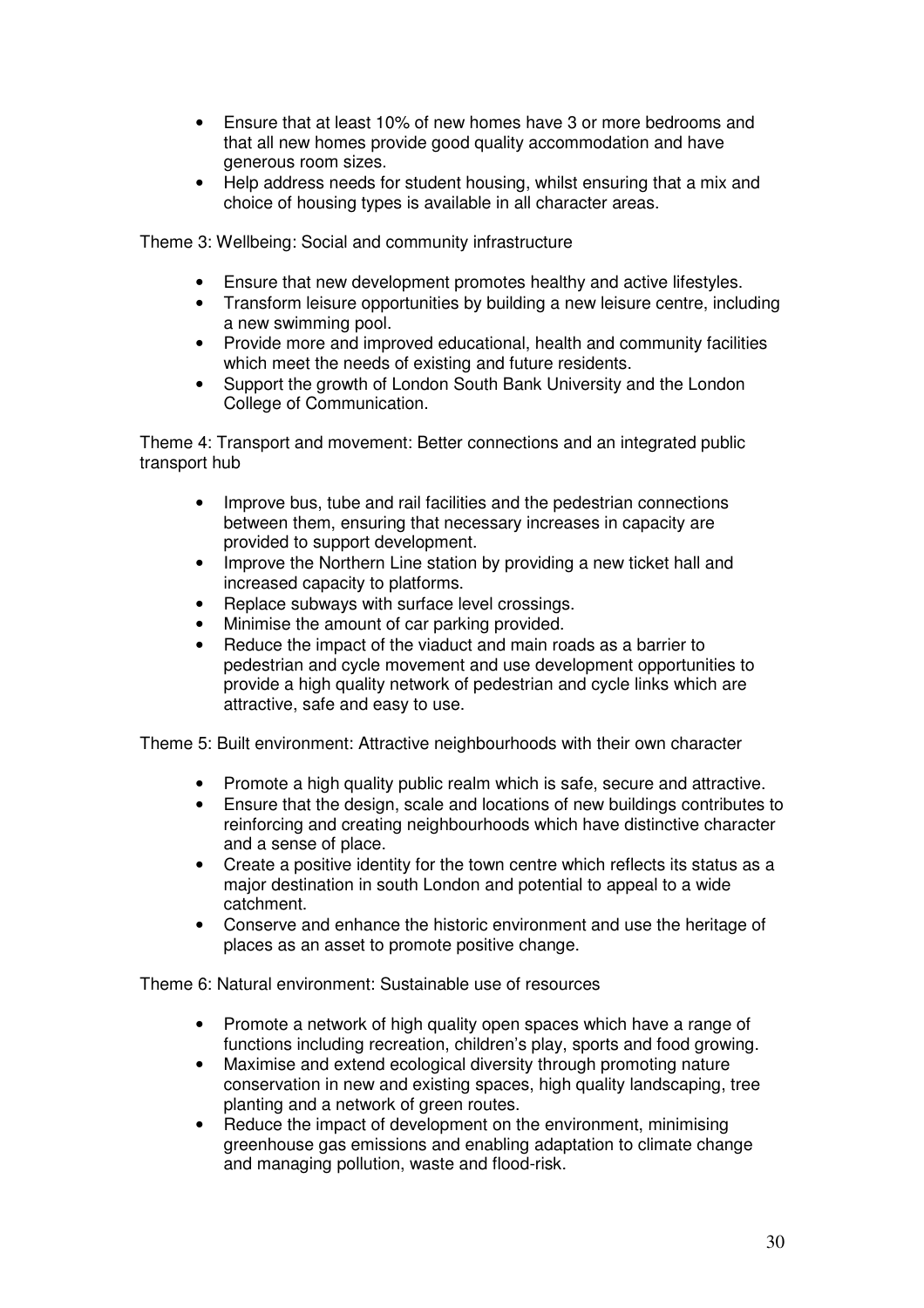- Ensure that at least 10% of new homes have 3 or more bedrooms and that all new homes provide good quality accommodation and have generous room sizes.
- Help address needs for student housing, whilst ensuring that a mix and choice of housing types is available in all character areas.

Theme 3: Wellbeing: Social and community infrastructure

- Ensure that new development promotes healthy and active lifestyles.
- Transform leisure opportunities by building a new leisure centre, including a new swimming pool.
- Provide more and improved educational, health and community facilities which meet the needs of existing and future residents.
- Support the growth of London South Bank University and the London College of Communication.

Theme 4: Transport and movement: Better connections and an integrated public transport hub

- Improve bus, tube and rail facilities and the pedestrian connections between them, ensuring that necessary increases in capacity are provided to support development.
- Improve the Northern Line station by providing a new ticket hall and increased capacity to platforms.
- Replace subways with surface level crossings.
- Minimise the amount of car parking provided.
- Reduce the impact of the viaduct and main roads as a barrier to pedestrian and cycle movement and use development opportunities to provide a high quality network of pedestrian and cycle links which are attractive, safe and easy to use.

Theme 5: Built environment: Attractive neighbourhoods with their own character

- Promote a high quality public realm which is safe, secure and attractive.
- Ensure that the design, scale and locations of new buildings contributes to reinforcing and creating neighbourhoods which have distinctive character and a sense of place.
- Create a positive identity for the town centre which reflects its status as a major destination in south London and potential to appeal to a wide catchment.
- Conserve and enhance the historic environment and use the heritage of places as an asset to promote positive change.

Theme 6: Natural environment: Sustainable use of resources

- Promote a network of high quality open spaces which have a range of functions including recreation, children's play, sports and food growing.
- Maximise and extend ecological diversity through promoting nature conservation in new and existing spaces, high quality landscaping, tree planting and a network of green routes.
- Reduce the impact of development on the environment, minimising greenhouse gas emissions and enabling adaptation to climate change and managing pollution, waste and flood-risk.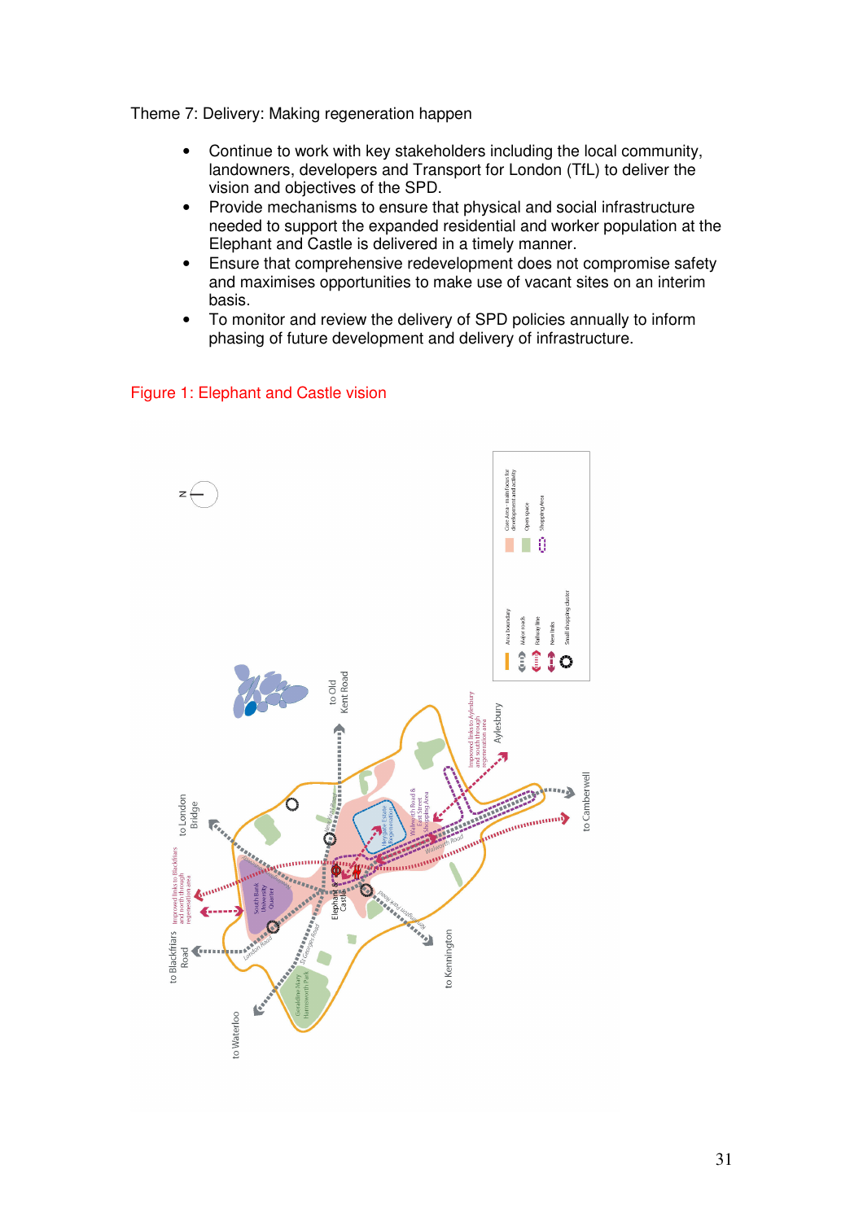Theme 7: Delivery: Making regeneration happen

- Continue to work with key stakeholders including the local community, landowners, developers and Transport for London (TfL) to deliver the vision and objectives of the SPD.
- Provide mechanisms to ensure that physical and social infrastructure needed to support the expanded residential and worker population at the Elephant and Castle is delivered in a timely manner.
- Ensure that comprehensive redevelopment does not compromise safety and maximises opportunities to make use of vacant sites on an interim basis.
- To monitor and review the delivery of SPD policies annually to inform phasing of future development and delivery of infrastructure.

Figure 1: Elephant and Castle vision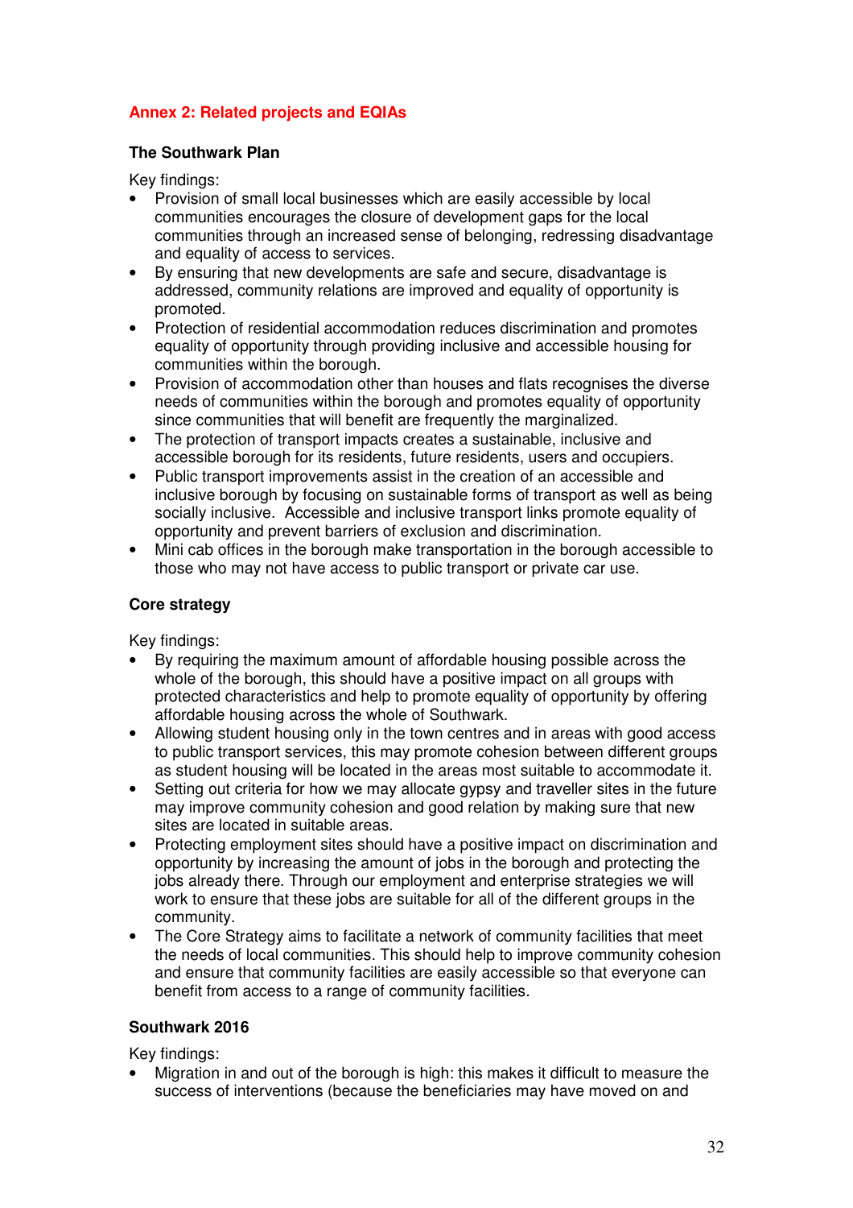## Annex 2: Related projects and EQIAs

### The Southwark Plan

Key findings:

- Provision of small local businesses which are easily accessible by local communities encourages the closure of development gaps for the local communities through an increased sense of belonging, redressing disadvantage and equality of access to services.
- By ensuring that new developments are safe and secure, disadvantage is addressed, community relations are improved and equality of opportunity is promoted.
- Protection of residential accommodation reduces discrimination and promotes equality of opportunity through providing inclusive and accessible housing for communities within the borough.
- Provision of accommodation other than houses and flats recognises the diverse needs of communities within the borough and promotes equality of opportunity since communities that will benefit are frequently the marginalized.
- The protection of transport impacts creates a sustainable, inclusive and accessible borough for its residents, future residents, users and occupiers.
- Public transport improvements assist in the creation of an accessible and inclusive borough by focusing on sustainable forms of transport as well as being socially inclusive. Accessible and inclusive transport links promote equality of opportunity and prevent barriers of exclusion and discrimination.
- Mini cab offices in the borough make transportation in the borough accessible to those who may not have access to public transport or private car use.

### Core strategy

Key findings:

- By requiring the maximum amount of affordable housing possible across the whole of the borough, this should have a positive impact on all groups with protected characteristics and help to promote equality of opportunity by offering affordable housing across the whole of Southwark.
- Allowing student housing only in the town centres and in areas with good access to public transport services, this may promote cohesion between different groups as student housing will be located in the areas most suitable to accommodate it.
- Setting out criteria for how we may allocate gypsy and traveller sites in the future may improve community cohesion and good relation by making sure that new sites are located in suitable areas.
- Protecting employment sites should have a positive impact on discrimination and opportunity by increasing the amount of jobs in the borough and protecting the jobs already there. Through our employment and enterprise strategies we will work to ensure that these jobs are suitable for all of the different groups in the community.
- The Core Strategy aims to facilitate a network of community facilities that meet the needs of local communities. This should help to improve community cohesion and ensure that community facilities are easily accessible so that everyone can benefit from access to a range of community facilities.

### Southwark 2016

Key findings:

- Migration in and out of the borough is high: this makes it difficult to measure the success of interventions (because the beneficiaries may have moved on and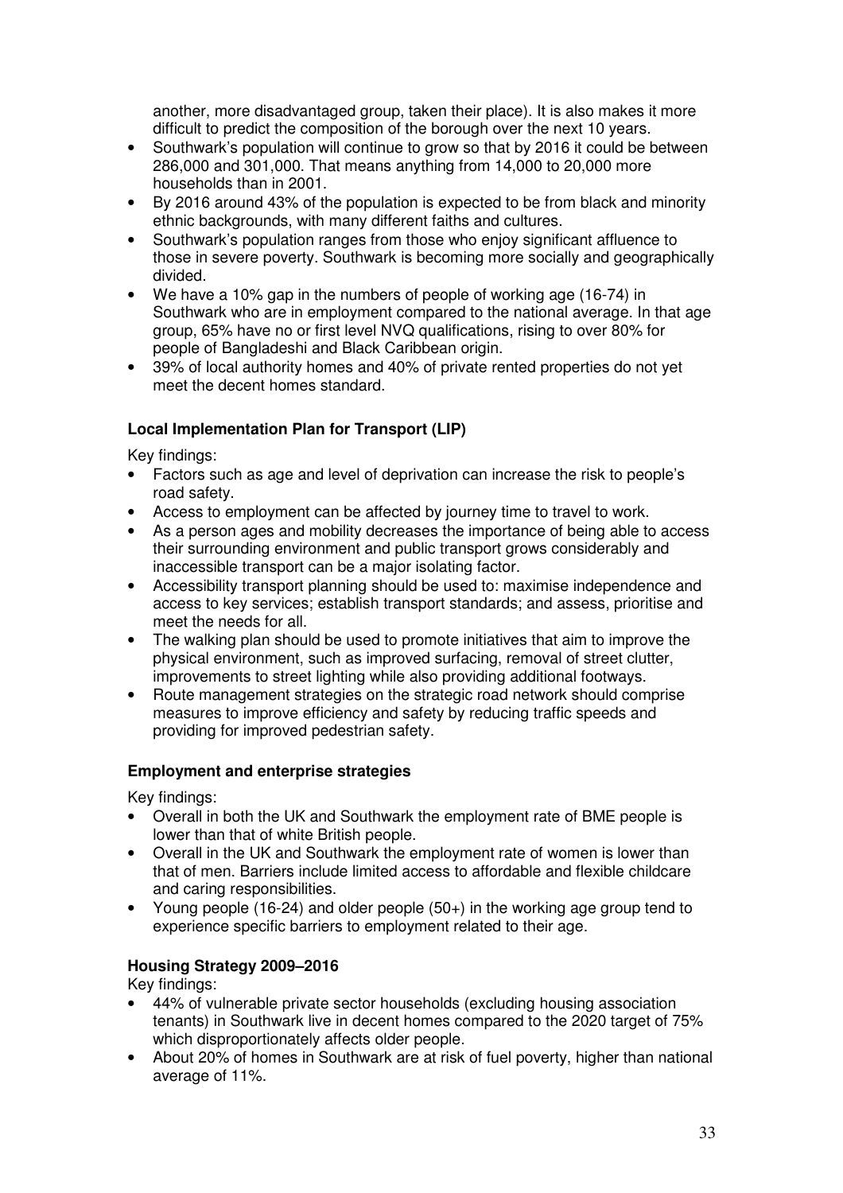another, more disadvantaged group, taken their place). It is also makes it more difficult to predict the composition of the borough over the next 10 years.

- Southwark's population will continue to grow so that by 2016 it could be between 286,000 and 301,000. That means anything from 14,000 to 20,000 more households than in 2001.
- By 2016 around 43% of the population is expected to be from black and minority ethnic backgrounds, with many different faiths and cultures.
- Southwark's population ranges from those who enjoy significant affluence to those in severe poverty. Southwark is becoming more socially and geographically divided.
- We have a 10% gap in the numbers of people of working age (16-74) in Southwark who are in employment compared to the national average. In that age group, 65% have no or first level NVQ qualifications, rising to over 80% for people of Bangladeshi and Black Caribbean origin.
- 39% of local authority homes and 40% of private rented properties do not yet meet the decent homes standard.

**Local Implementation Plan for Transport (LIP)**

Key findings:

- Factors such as age and level of deprivation can increase the risk to people's road safety.
- Access to employment can be affected by journey time to travel to work.
- As a person ages and mobility decreases the importance of being able to access their surrounding environment and public transport grows considerably and inaccessible transport can be a major isolating factor.
- Accessibility transport planning should be used to: maximise independence and access to key services; establish transport standards; and assess, prioritise and meet the needs for all.
- The walking plan should be used to promote initiatives that aim to improve the physical environment, such as improved surfacing, removal of street clutter, improvements to street lighting while also providing additional footways.
- Route management strategies on the strategic road network should comprise measures to improve efficiency and safety by reducing traffic speeds and providing for improved pedestrian safety.

**Employment and enterprise strategies**

Key findings:

- Overall in both the UK and Southwark the employment rate of BME people is lower than that of white British people.
- Overall in the UK and Southwark the employment rate of women is lower than that of men. Barriers include limited access to affordable and flexible childcare and caring responsibilities.
- Young people (16-24) and older people (50+) in the working age group tend to experience specific barriers to employment related to their age.

**Housing Strategy 2009–2016**

Key findings:

- 44% of vulnerable private sector households (excluding housing association tenants) in Southwark live in decent homes compared to the 2020 target of 75% which disproportionately affects older people.
- About 20% of homes in Southwark are at risk of fuel poverty, higher than national average of 11%.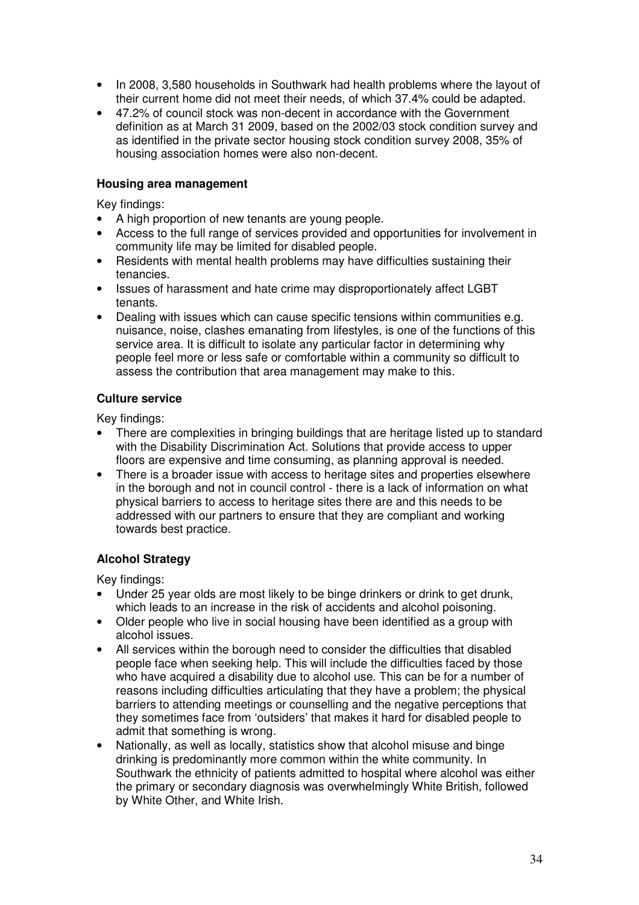- In 2008, 3,580 households in Southwark had health problems where the layout of their current home did not meet their needs, of which 37.4% could be adapted.
- 47.2% of council stock was non-decent in accordance with the Government definition as at March 31 2009, based on the 2002/03 stock condition survey and as identified in the private sector housing stock condition survey 2008, 35% of housing association homes were also non-decent.

**Housing area management**

Key findings:

- A high proportion of new tenants are young people.
- Access to the full range of services provided and opportunities for involvement in community life may be limited for disabled people.
- Residents with mental health problems may have difficulties sustaining their tenancies.
- Issues of harassment and hate crime may disproportionately affect LGBT tenants.
- Dealing with issues which can cause specific tensions within communities e.g. nuisance, noise, clashes emanating from lifestyles, is one of the functions of this service area. It is difficult to isolate any particular factor in determining why people feel more or less safe or comfortable within a community so difficult to assess the contribution that area management may make to this.

**Culture service**

Key findings:

- There are complexities in bringing buildings that are heritage listed up to standard with the Disability Discrimination Act. Solutions that provide access to upper floors are expensive and time consuming, as planning approval is needed.
- There is a broader issue with access to heritage sites and properties elsewhere in the borough and not in council control - there is a lack of information on what physical barriers to access to heritage sites there are and this needs to be addressed with our partners to ensure that they are compliant and working towards best practice.

**Alcohol Strategy**

Key findings:

- Under 25 year olds are most likely to be binge drinkers or drink to get drunk, which leads to an increase in the risk of accidents and alcohol poisoning.
- Older people who live in social housing have been identified as a group with alcohol issues.
- All services within the borough need to consider the difficulties that disabled people face when seeking help. This will include the difficulties faced by those who have acquired a disability due to alcohol use. This can be for a number of reasons including difficulties articulating that they have a problem; the physical barriers to attending meetings or counselling and the negative perceptions that they sometimes face from 'outsiders' that makes it hard for disabled people to admit that something is wrong.
- Nationally, as well as locally, statistics show that alcohol misuse and binge drinking is predominantly more common within the white community. In Southwark the ethnicity of patients admitted to hospital where alcohol was either the primary or secondary diagnosis was overwhelmingly White British, followed by White Other, and White Irish.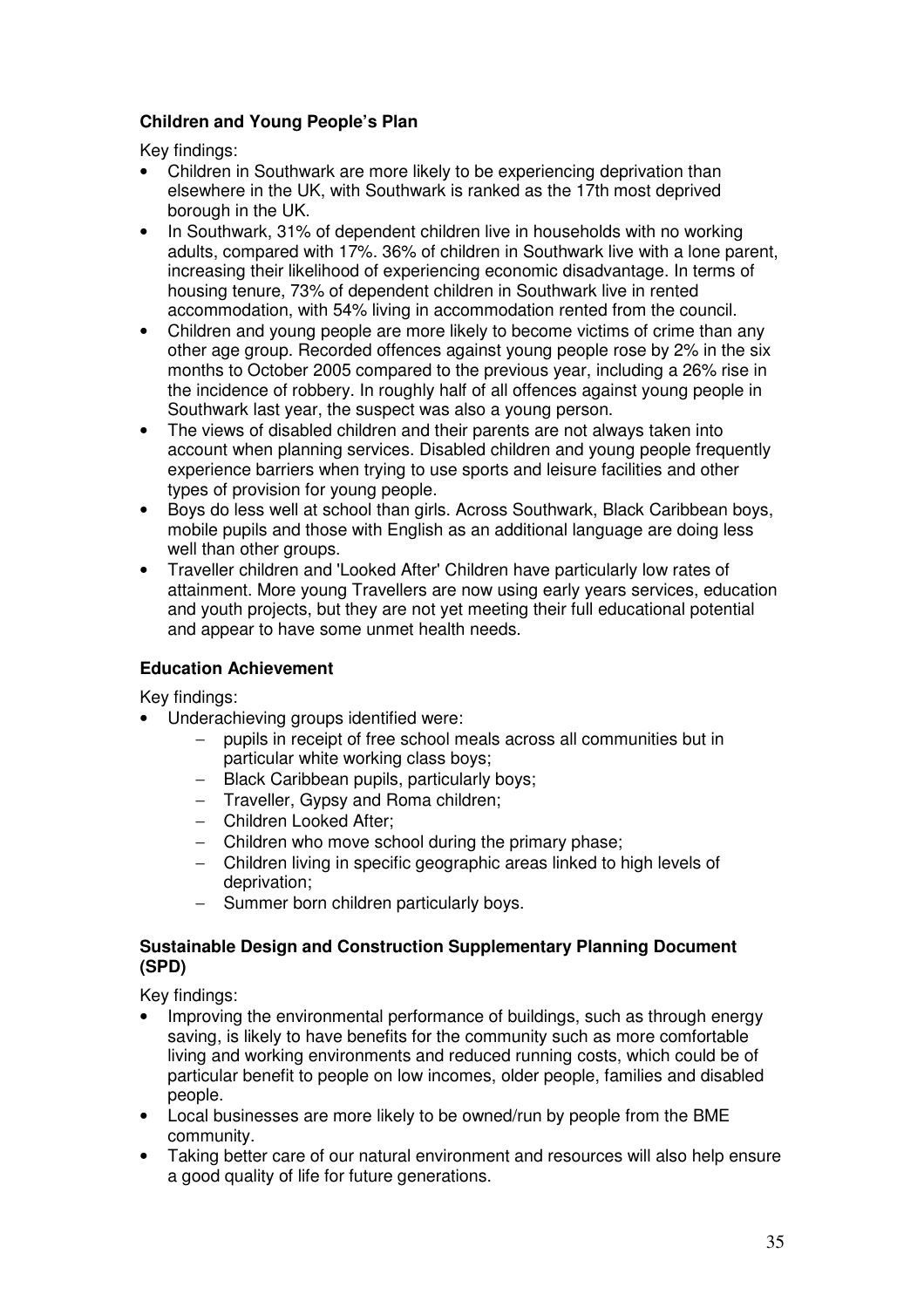**Children and Young People's Plan**

Key findings:

- Children in Southwark are more likely to be experiencing deprivation than elsewhere in the UK, with Southwark is ranked as the 17th most deprived borough in the UK.
- In Southwark, 31% of dependent children live in households with no working adults, compared with 17%. 36% of children in Southwark live with a lone parent, increasing their likelihood of experiencing economic disadvantage. In terms of housing tenure, 73% of dependent children in Southwark live in rented accommodation, with 54% living in accommodation rented from the council.
- Children and young people are more likely to become victims of crime than any other age group. Recorded offences against young people rose by 2% in the six months to October 2005 compared to the previous year, including a 26% rise in the incidence of robbery. In roughly half of all offences against young people in Southwark last year, the suspect was also a young person.
- The views of disabled children and their parents are not always taken into account when planning services. Disabled children and young people frequently experience barriers when trying to use sports and leisure facilities and other types of provision for young people.
- Boys do less well at school than girls. Across Southwark, Black Caribbean boys, mobile pupils and those with English as an additional language are doing less well than other groups.
- Traveller children and 'Looked After' Children have particularly low rates of attainment. More young Travellers are now using early years services, education and youth projects, but they are not yet meeting their full educational potential and appear to have some unmet health needs.

**Education Achievement**

Key findings:

- Underachieving groups identified were:
  - pupils in receipt of free school meals across all communities but in particular white working class boys;
  - Black Caribbean pupils, particularly boys;
  - Traveller, Gypsy and Roma children;
  - Children Looked After;
  - Children who move school during the primary phase;
  - Children living in specific geographic areas linked to high levels of deprivation;
  - Summer born children particularly boys.

**Sustainable Design and Construction Supplementary Planning Document (SPD)**

Key findings:

- Improving the environmental performance of buildings, such as through energy saving, is likely to have benefits for the community such as more comfortable living and working environments and reduced running costs, which could be of particular benefit to people on low incomes, older people, families and disabled people.
- Local businesses are more likely to be owned/run by people from the BME community.
- Taking better care of our natural environment and resources will also help ensure a good quality of life for future generations.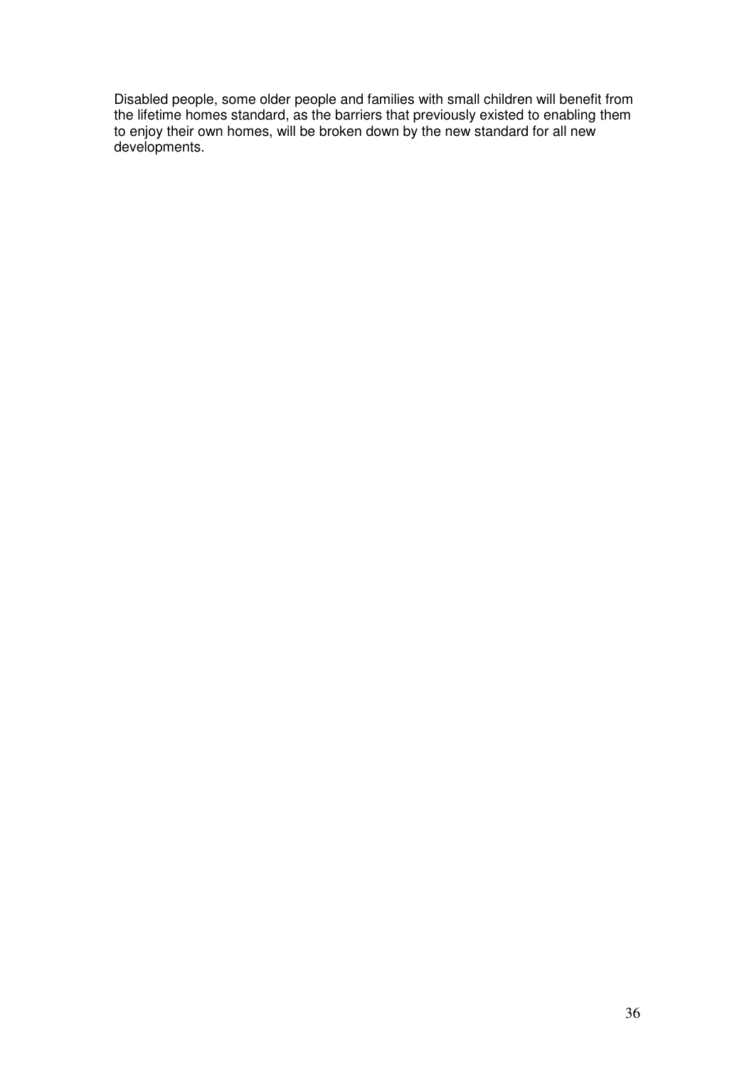Disabled people, some older people and families with small children will benefit from the lifetime homes standard, as the barriers that previously existed to enabling them to enjoy their own homes, will be broken down by the new standard for all new developments.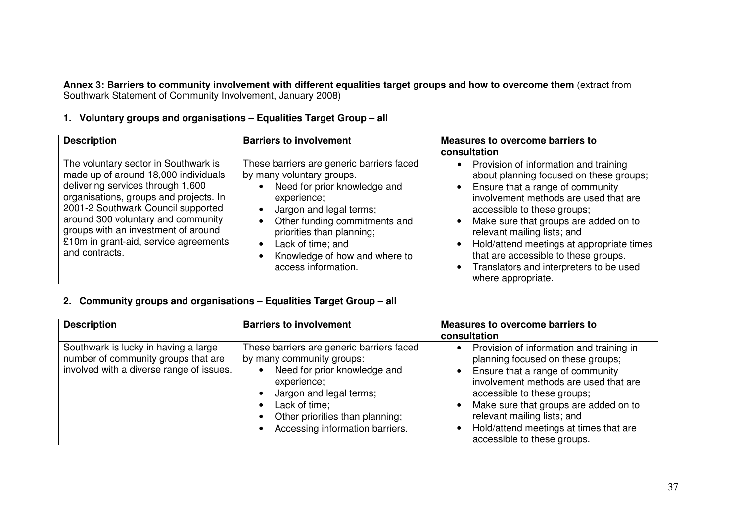**Annex 3: Barriers to community involvement with different equalities target groups and how to overcome them** (extract from Southwark Statement of Community Involvement, January 2008)

**1. Voluntary groups and organisations – Equalities Target Group – all**

| Description | Barriers to involvement | Measures to overcome barriers to consultation |
|---|---|---|
| The voluntary sector in Southwark is made up of around 18,000 individuals delivering services through 1,600 organisations, groups and projects. In 2001-2 Southwark Council supported around 300 voluntary and community groups with an investment of around £10m in grant-aid, service agreements and contracts. | These barriers are generic barriers faced by many voluntary groups.<br>• Need for prior knowledge and experience;<br>• Jargon and legal terms;<br>• Other funding commitments and priorities than planning;<br>• Lack of time; and<br>• Knowledge of how and where to access information. | • Provision of information and training about planning focused on these groups;<br>• Ensure that a range of community involvement methods are used that are accessible to these groups;<br>• Make sure that groups are added on to relevant mailing lists; and<br>• Hold/attend meetings at appropriate times that are accessible to these groups.<br>• Translators and interpreters to be used where appropriate. |

**2. Community groups and organisations – Equalities Target Group – all**

| Description | Barriers to involvement | Measures to overcome barriers to consultation |
|---|---|---|
| Southwark is lucky in having a large number of community groups that are involved with a diverse range of issues. | These barriers are generic barriers faced by many community groups:<br>• Need for prior knowledge and experience;<br>• Jargon and legal terms;<br>• Lack of time;<br>• Other priorities than planning;<br>• Accessing information barriers. | • Provision of information and training in planning focused on these groups;<br>• Ensure that a range of community involvement methods are used that are accessible to these groups;<br>• Make sure that groups are added on to relevant mailing lists; and<br>• Hold/attend meetings at times that are accessible to these groups. |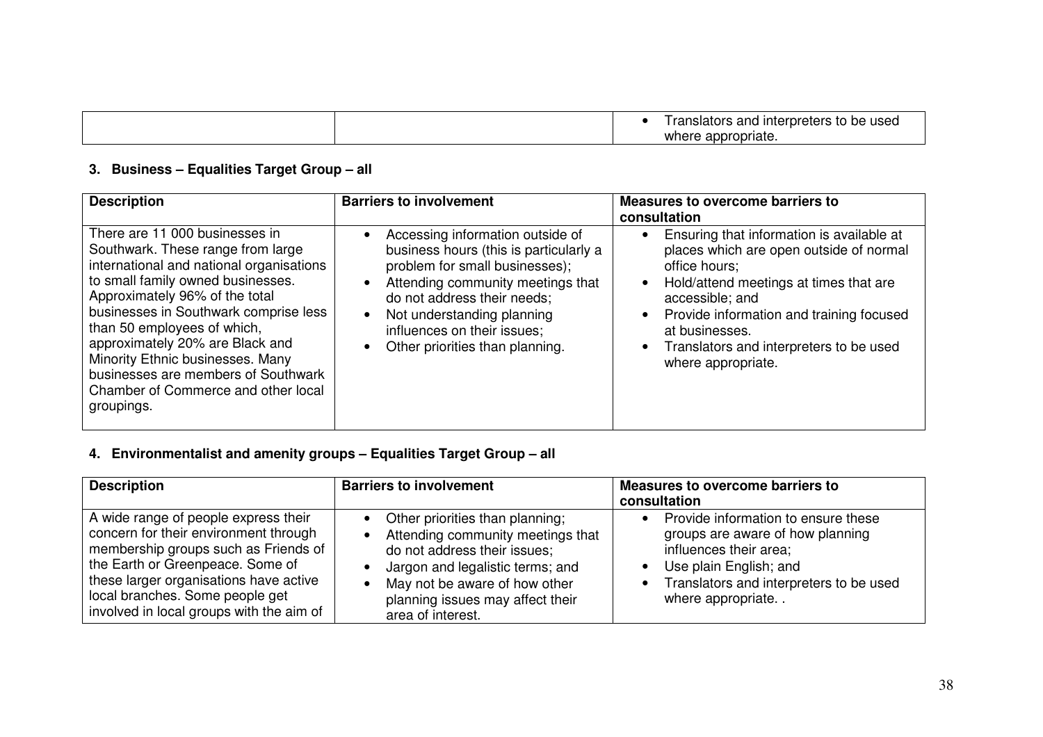| | | • Translators and interpreters to be used where appropriate. |
|---|---|---|

### 3. Business – Equalities Target Group – all

| Description | Barriers to involvement | Measures to overcome barriers to consultation |
|---|---|---|
| There are 11 000 businesses in Southwark. These range from large international and national organisations to small family owned businesses. Approximately 96% of the total businesses in Southwark comprise less than 50 employees of which, approximately 20% are Black and Minority Ethnic businesses. Many businesses are members of Southwark Chamber of Commerce and other local groupings. | • Accessing information outside of business hours (this is particularly a problem for small businesses);<br>• Attending community meetings that do not address their needs;<br>• Not understanding planning influences on their issues;<br>• Other priorities than planning. | • Ensuring that information is available at places which are open outside of normal office hours;<br>• Hold/attend meetings at times that are accessible; and<br>• Provide information and training focused at businesses.<br>• Translators and interpreters to be used where appropriate. |

### 4. Environmentalist and amenity groups – Equalities Target Group – all

| Description | Barriers to involvement | Measures to overcome barriers to consultation |
|---|---|---|
| A wide range of people express their concern for their environment through membership groups such as Friends of the Earth or Greenpeace. Some of these larger organisations have active local branches. Some people get involved in local groups with the aim of | • Other priorities than planning;<br>• Attending community meetings that do not address their issues;<br>• Jargon and legalistic terms; and<br>• May not be aware of how other planning issues may affect their area of interest. | • Provide information to ensure these groups are aware of how planning influences their area;<br>• Use plain English; and<br>• Translators and interpreters to be used where appropriate. . |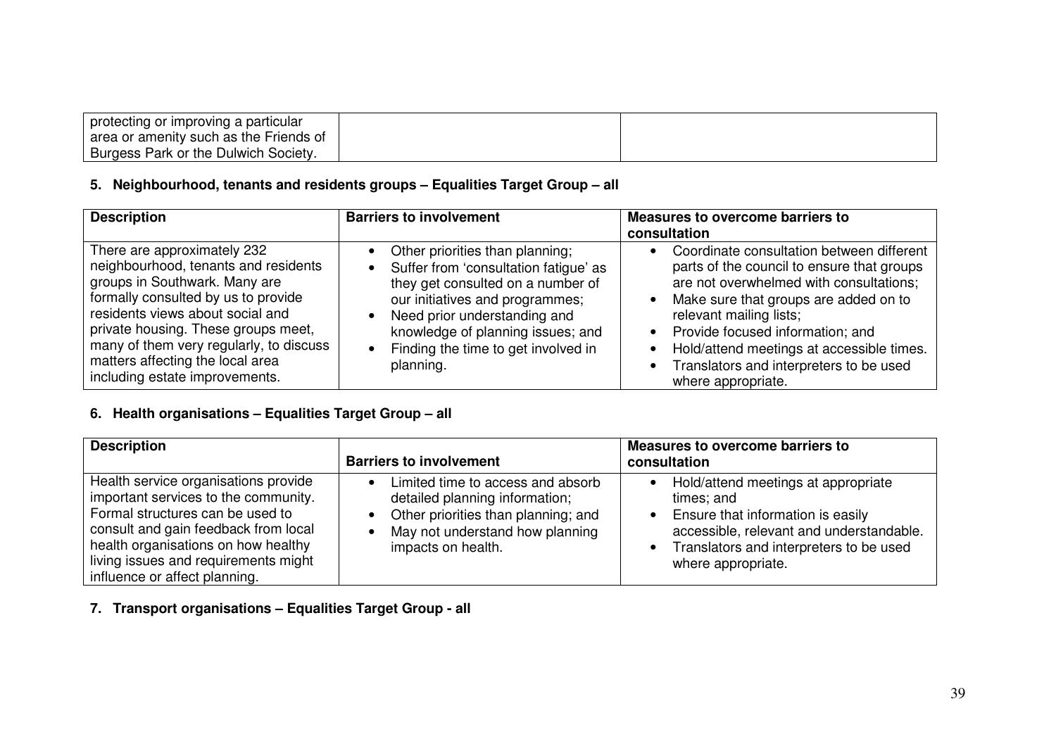| | | |
|---|---|---|
| protecting or improving a particular area or amenity such as the Friends of Burgess Park or the Dulwich Society. | | |

### 5. Neighbourhood, tenants and residents groups – Equalities Target Group – all

| Description | Barriers to involvement | Measures to overcome barriers to consultation |
|---|---|---|
| There are approximately 232 neighbourhood, tenants and residents groups in Southwark. Many are formally consulted by us to provide residents views about social and private housing. These groups meet, many of them very regularly, to discuss matters affecting the local area including estate improvements. | • Other priorities than planning;<br>• Suffer from 'consultation fatigue' as they get consulted on a number of our initiatives and programmes;<br>• Need prior understanding and knowledge of planning issues; and<br>• Finding the time to get involved in planning. | • Coordinate consultation between different parts of the council to ensure that groups are not overwhelmed with consultations;<br>• Make sure that groups are added on to relevant mailing lists;<br>• Provide focused information; and<br>• Hold/attend meetings at accessible times.<br>• Translators and interpreters to be used where appropriate. |

### 6. Health organisations – Equalities Target Group – all

| Description | Barriers to involvement | Measures to overcome barriers to consultation |
|---|---|---|
| Health service organisations provide important services to the community. Formal structures can be used to consult and gain feedback from local health organisations on how healthy living issues and requirements might influence or affect planning. | • Limited time to access and absorb detailed planning information;<br>• Other priorities than planning; and<br>• May not understand how planning impacts on health. | • Hold/attend meetings at appropriate times; and<br>• Ensure that information is easily accessible, relevant and understandable.<br>• Translators and interpreters to be used where appropriate. |

### 7. Transport organisations – Equalities Target Group - all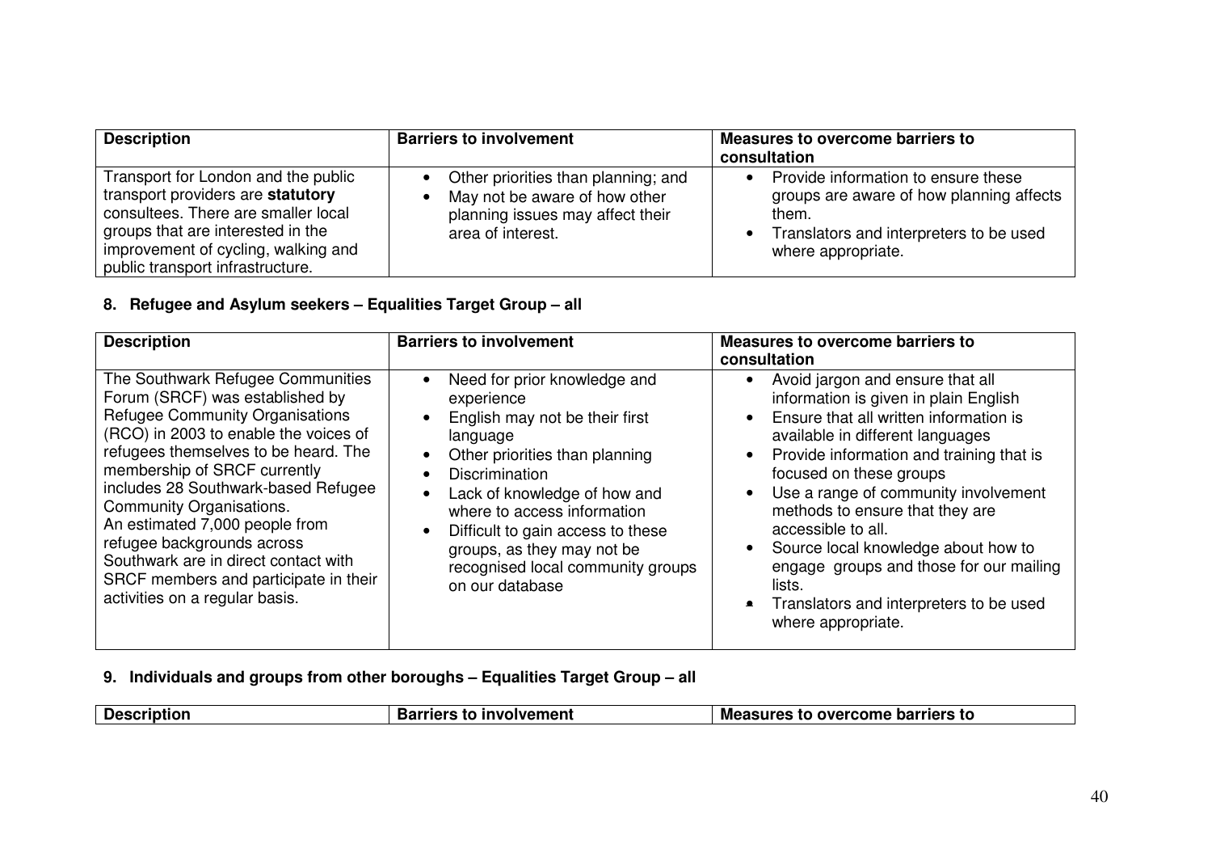| Description | Barriers to involvement | Measures to overcome barriers to consultation |
|---|---|---|
| Transport for London and the public transport providers are **statutory** consultees. There are smaller local groups that are interested in the improvement of cycling, walking and public transport infrastructure. | • Other priorities than planning; and<br>• May not be aware of how other planning issues may affect their area of interest. | • Provide information to ensure these groups are aware of how planning affects them.<br>• Translators and interpreters to be used where appropriate. |

### 8. Refugee and Asylum seekers – Equalities Target Group – all

| Description | Barriers to involvement | Measures to overcome barriers to consultation |
|---|---|---|
| The Southwark Refugee Communities Forum (SRCF) was established by Refugee Community Organisations (RCO) in 2003 to enable the voices of refugees themselves to be heard. The membership of SRCF currently includes 28 Southwark-based Refugee Community Organisations.<br>An estimated 7,000 people from refugee backgrounds across Southwark are in direct contact with SRCF members and participate in their activities on a regular basis. | • Need for prior knowledge and experience<br>• English may not be their first language<br>• Other priorities than planning<br>• Discrimination<br>• Lack of knowledge of how and where to access information<br>• Difficult to gain access to these groups, as they may not be recognised local community groups on our database | • Avoid jargon and ensure that all information is given in plain English<br>• Ensure that all written information is available in different languages<br>• Provide information and training that is focused on these groups<br>• Use a range of community involvement methods to ensure that they are accessible to all.<br>• Source local knowledge about how to engage groups and those for our mailing lists.<br>• Translators and interpreters to be used where appropriate. |

### 9. Individuals and groups from other boroughs – Equalities Target Group – all

| Description | Barriers to involvement | Measures to overcome barriers to |
|---|---|---|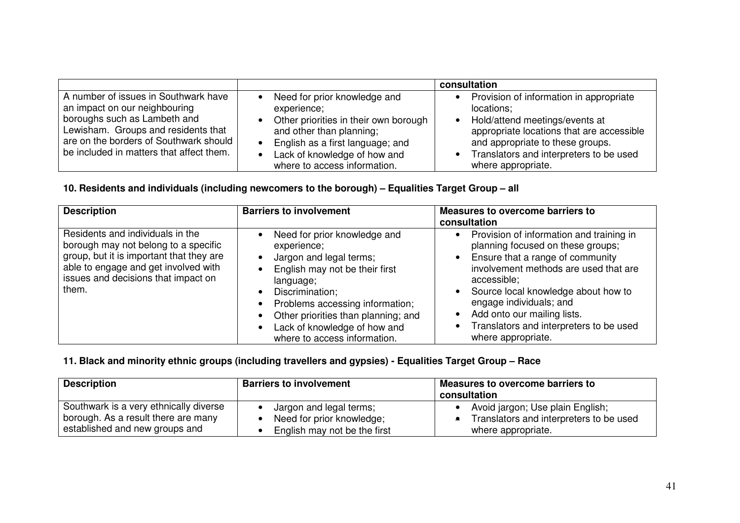| | | consultation |
|---|---|---|
| A number of issues in Southwark have an impact on our neighbouring boroughs such as Lambeth and Lewisham. Groups and residents that are on the borders of Southwark should be included in matters that affect them. | • Need for prior knowledge and experience;<br>• Other priorities in their own borough and other than planning;<br>• English as a first language; and<br>• Lack of knowledge of how and where to access information. | • Provision of information in appropriate locations;<br>• Hold/attend meetings/events at appropriate locations that are accessible and appropriate to these groups.<br>• Translators and interpreters to be used where appropriate. |

**10. Residents and individuals (including newcomers to the borough) – Equalities Target Group – all**

| Description | Barriers to involvement | Measures to overcome barriers to consultation |
|---|---|---|
| Residents and individuals in the borough may not belong to a specific group, but it is important that they are able to engage and get involved with issues and decisions that impact on them. | • Need for prior knowledge and experience;<br>• Jargon and legal terms;<br>• English may not be their first language;<br>• Discrimination;<br>• Problems accessing information;<br>• Other priorities than planning; and<br>• Lack of knowledge of how and where to access information. | • Provision of information and training in planning focused on these groups;<br>• Ensure that a range of community involvement methods are used that are accessible;<br>• Source local knowledge about how to engage individuals; and<br>• Add onto our mailing lists.<br>• Translators and interpreters to be used where appropriate. |

**11. Black and minority ethnic groups (including travellers and gypsies) - Equalities Target Group – Race**

| Description | Barriers to involvement | Measures to overcome barriers to consultation |
|---|---|---|
| Southwark is a very ethnically diverse borough. As a result there are many established and new groups and | • Jargon and legal terms;<br>• Need for prior knowledge;<br>• English may not be the first | • Avoid jargon; Use plain English;<br>• Translators and interpreters to be used where appropriate. |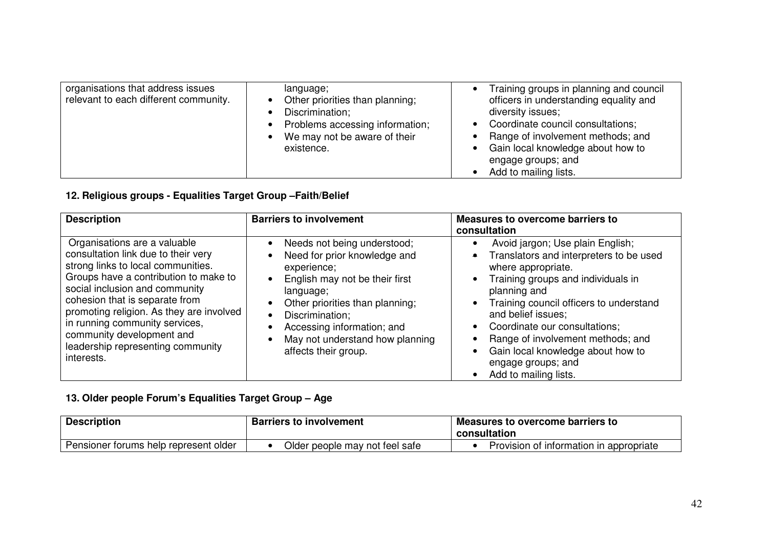| | | |
|---|---|---|
| organisations that address issues relevant to each different community. | language;<br>• Other priorities than planning;<br>• Discrimination;<br>• Problems accessing information;<br>• We may not be aware of their existence. | • Training groups in planning and council officers in understanding equality and diversity issues;<br>• Coordinate council consultations;<br>• Range of involvement methods; and<br>• Gain local knowledge about how to engage groups; and<br>• Add to mailing lists. |

**12. Religious groups - Equalities Target Group –Faith/Belief**

| Description | Barriers to involvement | Measures to overcome barriers to consultation |
|---|---|---|
| Organisations are a valuable consultation link due to their very strong links to local communities. Groups have a contribution to make to social inclusion and community cohesion that is separate from promoting religion. As they are involved in running community services, community development and leadership representing community interests. | • Needs not being understood;<br>• Need for prior knowledge and experience;<br>• English may not be their first language;<br>• Other priorities than planning;<br>• Discrimination;<br>• Accessing information; and<br>• May not understand how planning affects their group. | • Avoid jargon; Use plain English;<br>• Translators and interpreters to be used where appropriate.<br>• Training groups and individuals in planning and<br>• Training council officers to understand and belief issues;<br>• Coordinate our consultations;<br>• Range of involvement methods; and<br>• Gain local knowledge about how to engage groups; and<br>• Add to mailing lists. |

**13. Older people Forum's Equalities Target Group – Age**

| Description | Barriers to involvement | Measures to overcome barriers to consultation |
|---|---|---|
| Pensioner forums help represent older | • Older people may not feel safe | • Provision of information in appropriate |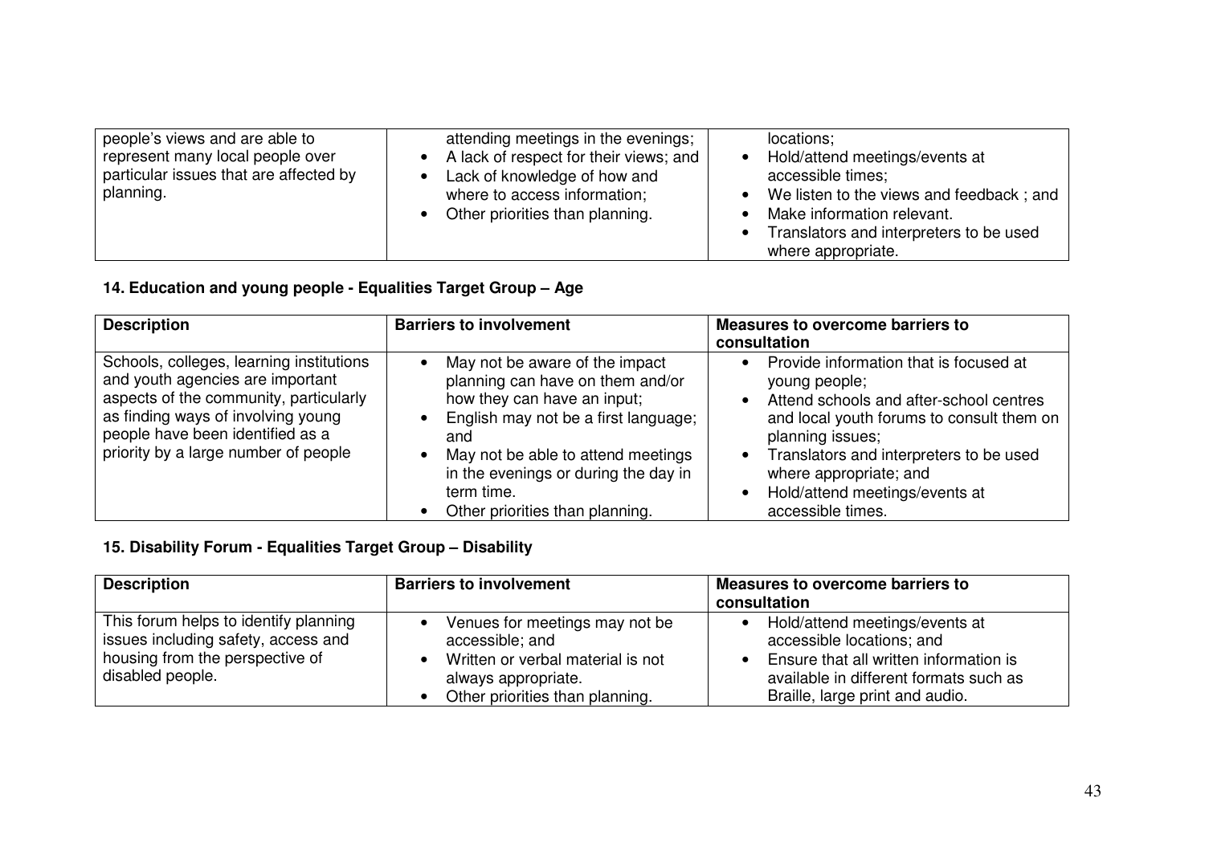| | | |
|---|---|---|
| people's views and are able to represent many local people over particular issues that are affected by planning. | attending meetings in the evenings;<br>• A lack of respect for their views; and<br>• Lack of knowledge of how and where to access information;<br>• Other priorities than planning. | locations;<br>• Hold/attend meetings/events at accessible times;<br>• We listen to the views and feedback ; and<br>• Make information relevant.<br>• Translators and interpreters to be used where appropriate. |

**14. Education and young people - Equalities Target Group – Age**

| Description | Barriers to involvement | Measures to overcome barriers to consultation |
|---|---|---|
| Schools, colleges, learning institutions and youth agencies are important aspects of the community, particularly as finding ways of involving young people have been identified as a priority by a large number of people | • May not be aware of the impact planning can have on them and/or how they can have an input;<br>• English may not be a first language; and<br>• May not be able to attend meetings in the evenings or during the day in term time.<br>• Other priorities than planning. | • Provide information that is focused at young people;<br>• Attend schools and after-school centres and local youth forums to consult them on planning issues;<br>• Translators and interpreters to be used where appropriate; and<br>• Hold/attend meetings/events at accessible times. |

**15. Disability Forum - Equalities Target Group – Disability**

| Description | Barriers to involvement | Measures to overcome barriers to consultation |
|---|---|---|
| This forum helps to identify planning issues including safety, access and housing from the perspective of disabled people. | • Venues for meetings may not be accessible; and<br>• Written or verbal material is not always appropriate.<br>• Other priorities than planning. | • Hold/attend meetings/events at accessible locations; and<br>• Ensure that all written information is available in different formats such as Braille, large print and audio. |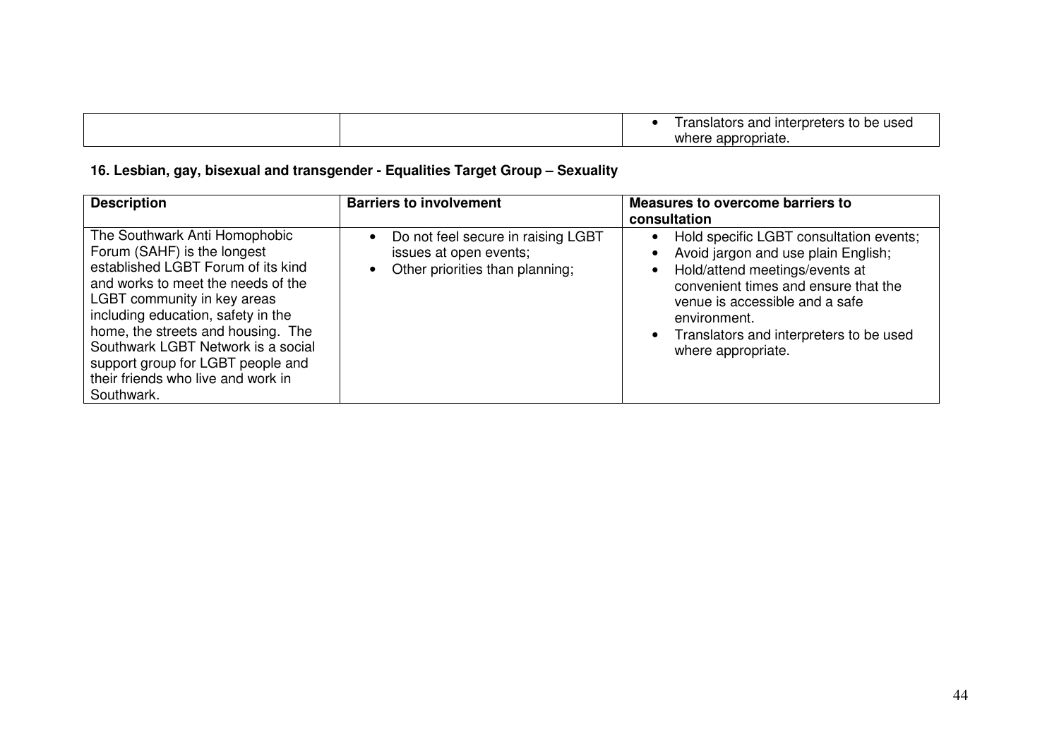| | | |
|---|---|---|
| | | • Translators and interpreters to be used where appropriate. |

**16. Lesbian, gay, bisexual and transgender - Equalities Target Group – Sexuality**

| **Description** | **Barriers to involvement** | **Measures to overcome barriers to consultation** |
|---|---|---|
| The Southwark Anti Homophobic Forum (SAHF) is the longest established LGBT Forum of its kind and works to meet the needs of the LGBT community in key areas including education, safety in the home, the streets and housing. The Southwark LGBT Network is a social support group for LGBT people and their friends who live and work in Southwark. | • Do not feel secure in raising LGBT issues at open events;<br>• Other priorities than planning; | • Hold specific LGBT consultation events;<br>• Avoid jargon and use plain English;<br>• Hold/attend meetings/events at convenient times and ensure that the venue is accessible and a safe environment.<br>• Translators and interpreters to be used where appropriate. |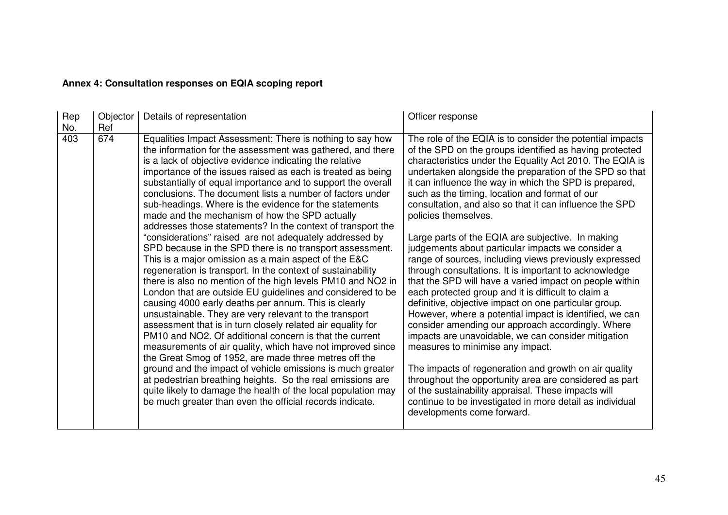**Annex 4: Consultation responses on EQIA scoping report**

| Rep No. | Objector Ref | Details of representation | Officer response |
|---|---|---|---|
| 403 | 674 | Equalities Impact Assessment: There is nothing to say how the information for the assessment was gathered, and there is a lack of objective evidence indicating the relative importance of the issues raised as each is treated as being substantially of equal importance and to support the overall conclusions. The document lists a number of factors under sub-headings. Where is the evidence for the statements made and the mechanism of how the SPD actually addresses those statements? In the context of transport the "considerations" raised are not adequately addressed by SPD because in the SPD there is no transport assessment. This is a major omission as a main aspect of the E&C regeneration is transport. In the context of sustainability there is also no mention of the high levels PM10 and NO2 in London that are outside EU guidelines and considered to be causing 4000 early deaths per annum. This is clearly unsustainable. They are very relevant to the transport assessment that is in turn closely related air equality for PM10 and NO2. Of additional concern is that the current measurements of air quality, which have not improved since the Great Smog of 1952, are made three metres off the ground and the impact of vehicle emissions is much greater at pedestrian breathing heights. So the real emissions are quite likely to damage the health of the local population may be much greater than even the official records indicate. | The role of the EQIA is to consider the potential impacts of the SPD on the groups identified as having protected characteristics under the Equality Act 2010. The EQIA is undertaken alongside the preparation of the SPD so that it can influence the way in which the SPD is prepared, such as the timing, location and format of our consultation, and also so that it can influence the SPD policies themselves.<br><br>Large parts of the EQIA are subjective. In making judgements about particular impacts we consider a range of sources, including views previously expressed through consultations. It is important to acknowledge that the SPD will have a varied impact on people within each protected group and it is difficult to claim a definitive, objective impact on one particular group. However, where a potential impact is identified, we can consider amending our approach accordingly. Where impacts are unavoidable, we can consider mitigation measures to minimise any impact.<br><br>The impacts of regeneration and growth on air quality throughout the opportunity area are considered as part of the sustainability appraisal. These impacts will continue to be investigated in more detail as individual developments come forward. |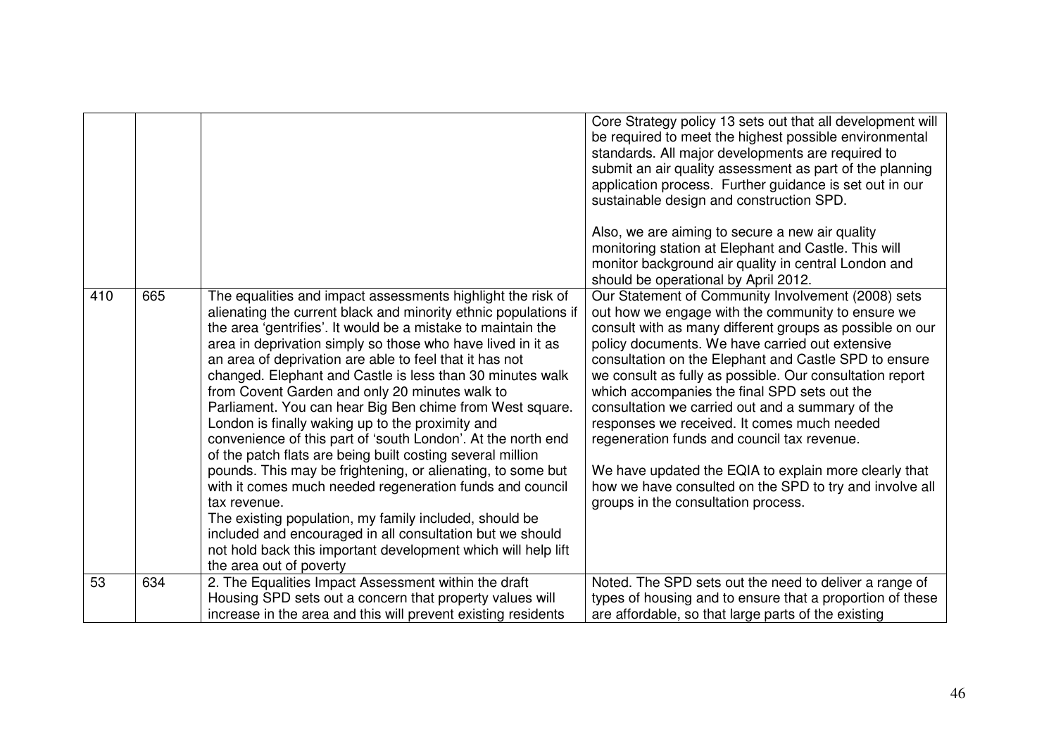| | | | |
|---|---|---|---|
| | | | Core Strategy policy 13 sets out that all development will be required to meet the highest possible environmental standards. All major developments are required to submit an air quality assessment as part of the planning application process. Further guidance is set out in our sustainable design and construction SPD.<br><br>Also, we are aiming to secure a new air quality monitoring station at Elephant and Castle. This will monitor background air quality in central London and should be operational by April 2012. |
| 410 | 665 | The equalities and impact assessments highlight the risk of alienating the current black and minority ethnic populations if the area 'gentrifies'. It would be a mistake to maintain the area in deprivation simply so those who have lived in it as an area of deprivation are able to feel that it has not changed. Elephant and Castle is less than 30 minutes walk from Covent Garden and only 20 minutes walk to Parliament. You can hear Big Ben chime from West square. London is finally waking up to the proximity and convenience of this part of 'south London'. At the north end of the patch flats are being built costing several million pounds. This may be frightening, or alienating, to some but with it comes much needed regeneration funds and council tax revenue.<br>The existing population, my family included, should be included and encouraged in all consultation but we should not hold back this important development which will help lift the area out of poverty | Our Statement of Community Involvement (2008) sets out how we engage with the community to ensure we consult with as many different groups as possible on our policy documents. We have carried out extensive consultation on the Elephant and Castle SPD to ensure we consult as fully as possible. Our consultation report which accompanies the final SPD sets out the consultation we carried out and a summary of the responses we received. It comes much needed regeneration funds and council tax revenue.<br><br>We have updated the EQIA to explain more clearly that how we have consulted on the SPD to try and involve all groups in the consultation process. |
| 53 | 634 | 2. The Equalities Impact Assessment within the draft Housing SPD sets out a concern that property values will increase in the area and this will prevent existing residents | Noted. The SPD sets out the need to deliver a range of types of housing and to ensure that a proportion of these are affordable, so that large parts of the existing |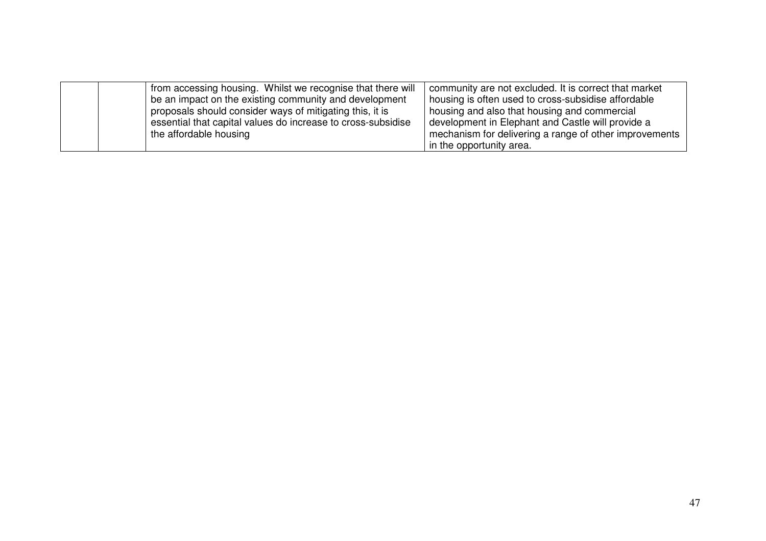| | | | |
|---|---|---|---|
| | | from accessing housing. Whilst we recognise that there will be an impact on the existing community and development proposals should consider ways of mitigating this, it is essential that capital values do increase to cross-subsidise the affordable housing | community are not excluded. It is correct that market housing is often used to cross-subsidise affordable housing and also that housing and commercial development in Elephant and Castle will provide a mechanism for delivering a range of other improvements in the opportunity area. |